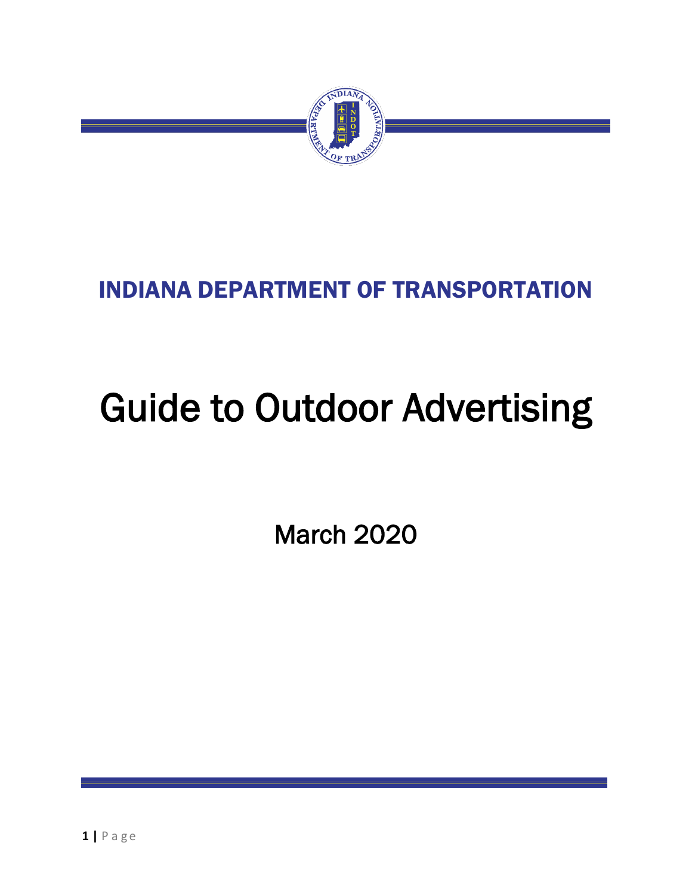## INDIANA DEPARTMENT OF TRANSPORTATION

# Guide to Outdoor Advertising

March 2020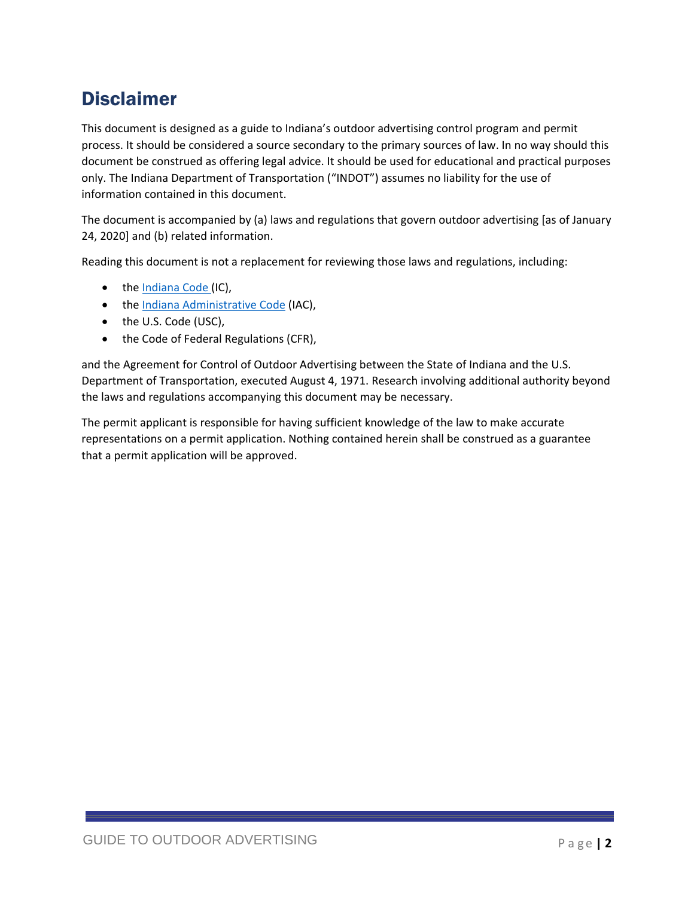# Disclaimer

This document is designed as a guide to Indiana's outdoor advertising control program and permit process. It should be considered a source secondary to the primary sources of law. In no way should this document be construed as offering legal advice. It should be used for educational and practical purposes only. The Indiana Department of Transportation ("INDOT") assumes no liability for the use of information contained in this document.

The document is accompanied by (a) laws and regulations that govern outdoor advertising [as of January 24, 2020] and (b) related information.

Reading this document is not a replacement for reviewing those laws and regulations, including:

- the Indiana Code (IC),
- the Indiana Administrative Code (IAC),
- the U.S. Code (USC),
- the Code of Federal Regulations (CFR),

and the Agreement for Control of Outdoor Advertising between the State of Indiana and the U.S. Department of Transportation, executed August 4, 1971. Research involving additional authority beyond the laws and regulations accompanying this document may be necessary.

The permit applicant is responsible for having sufficient knowledge of the law to make accurate representations on a permit application. Nothing contained herein shall be construed as a guarantee that a permit application will be approved.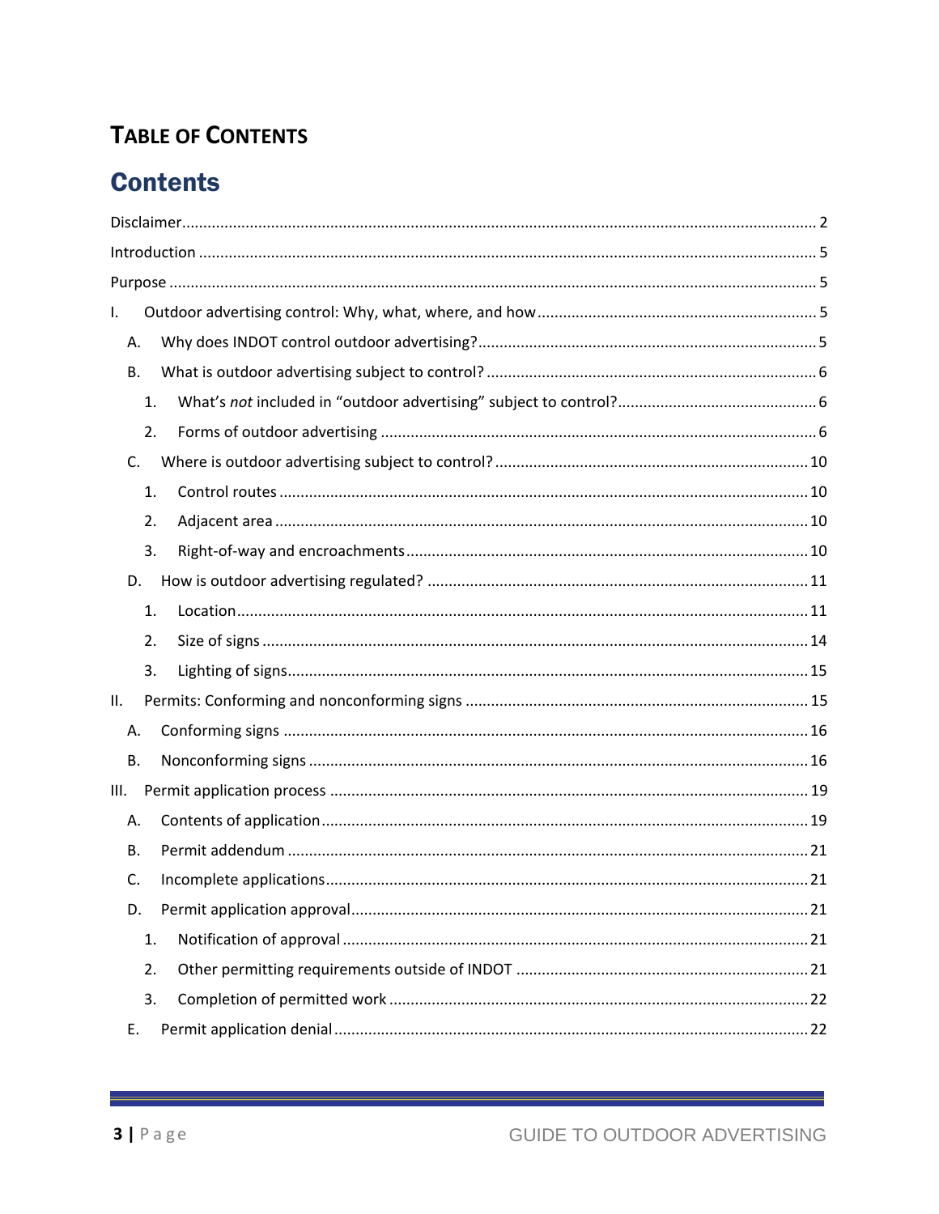# TABLE OF CONTENTS

## Contents

Disclaimer .................................................. 2

Introduction .................................................. 5

Purpose .................................................. 5

I. Outdoor advertising control: Why, what, where, and how .................................................. 5

- A. Why does INDOT control outdoor advertising? .................................................. 5
- B. What is outdoor advertising subject to control? .................................................. 6
  1. What's *not* included in "outdoor advertising" subject to control? .................................................. 6
  2. Forms of outdoor advertising .................................................. 6
- C. Where is outdoor advertising subject to control? .................................................. 10
  1. Control routes .................................................. 10
  2. Adjacent area .................................................. 10
  3. Right-of-way and encroachments .................................................. 10
- D. How is outdoor advertising regulated? .................................................. 11
  1. Location .................................................. 11
  2. Size of signs .................................................. 14
  3. Lighting of signs .................................................. 15

II. Permits: Conforming and nonconforming signs .................................................. 15

- A. Conforming signs .................................................. 16
- B. Nonconforming signs .................................................. 16

III. Permit application process .................................................. 19

- A. Contents of application .................................................. 19
- B. Permit addendum .................................................. 21
- C. Incomplete applications .................................................. 21
- D. Permit application approval .................................................. 21
  1. Notification of approval .................................................. 21
  2. Other permitting requirements outside of INDOT .................................................. 21
  3. Completion of permitted work .................................................. 22
- E. Permit application denial .................................................. 22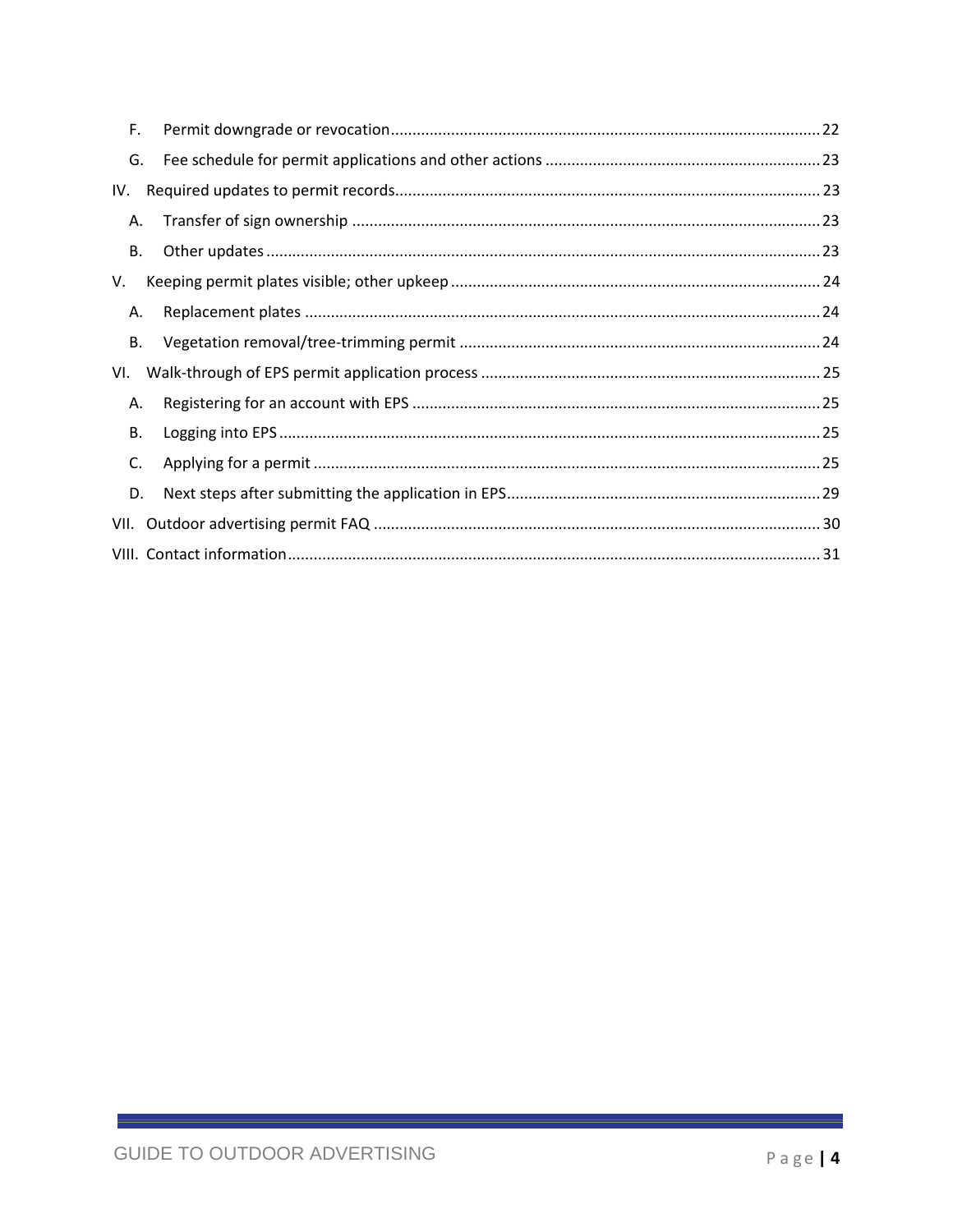- F. Permit downgrade or revocation .......... 22
- G. Fee schedule for permit applications and other actions .......... 23

IV. Required updates to permit records .......... 23

- A. Transfer of sign ownership .......... 23
- B. Other updates .......... 23

V. Keeping permit plates visible; other upkeep .......... 24

- A. Replacement plates .......... 24
- B. Vegetation removal/tree-trimming permit .......... 24

VI. Walk-through of EPS permit application process .......... 25

- A. Registering for an account with EPS .......... 25
- B. Logging into EPS .......... 25
- C. Applying for a permit .......... 25
- D. Next steps after submitting the application in EPS .......... 29

VII. Outdoor advertising permit FAQ .......... 30

VIII. Contact information .......... 31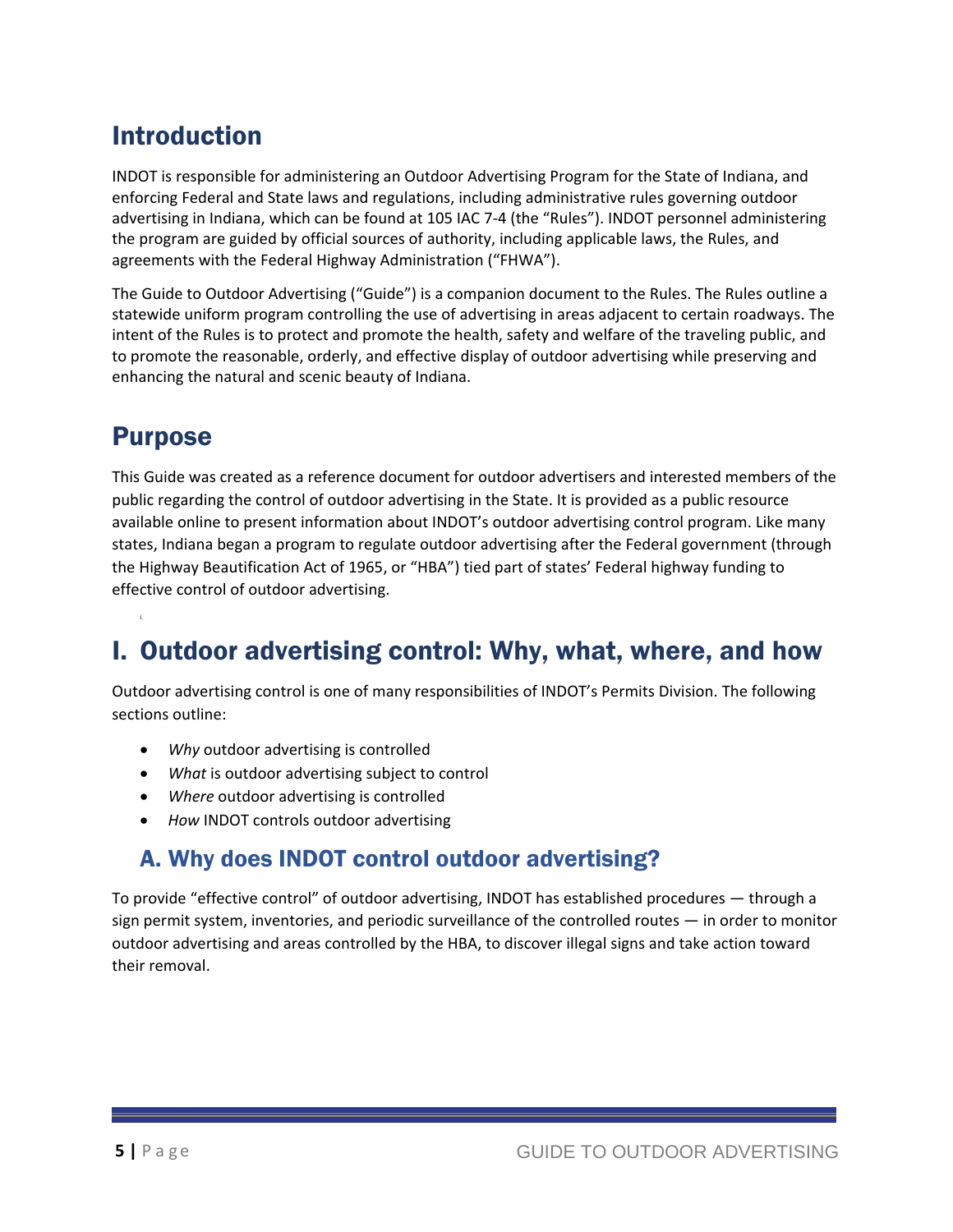## Introduction

INDOT is responsible for administering an Outdoor Advertising Program for the State of Indiana, and enforcing Federal and State laws and regulations, including administrative rules governing outdoor advertising in Indiana, which can be found at 105 IAC 7-4 (the "Rules"). INDOT personnel administering the program are guided by official sources of authority, including applicable laws, the Rules, and agreements with the Federal Highway Administration ("FHWA").

The Guide to Outdoor Advertising ("Guide") is a companion document to the Rules. The Rules outline a statewide uniform program controlling the use of advertising in areas adjacent to certain roadways. The intent of the Rules is to protect and promote the health, safety and welfare of the traveling public, and to promote the reasonable, orderly, and effective display of outdoor advertising while preserving and enhancing the natural and scenic beauty of Indiana.

## Purpose

This Guide was created as a reference document for outdoor advertisers and interested members of the public regarding the control of outdoor advertising in the State. It is provided as a public resource available online to present information about INDOT's outdoor advertising control program. Like many states, Indiana began a program to regulate outdoor advertising after the Federal government (through the Highway Beautification Act of 1965, or "HBA") tied part of states' Federal highway funding to effective control of outdoor advertising.

## I. Outdoor advertising control: Why, what, where, and how

Outdoor advertising control is one of many responsibilities of INDOT's Permits Division. The following sections outline:

- *Why* outdoor advertising is controlled
- *What* is outdoor advertising subject to control
- *Where* outdoor advertising is controlled
- *How* INDOT controls outdoor advertising

### A. Why does INDOT control outdoor advertising?

To provide "effective control" of outdoor advertising, INDOT has established procedures — through a sign permit system, inventories, and periodic surveillance of the controlled routes — in order to monitor outdoor advertising and areas controlled by the HBA, to discover illegal signs and take action toward their removal.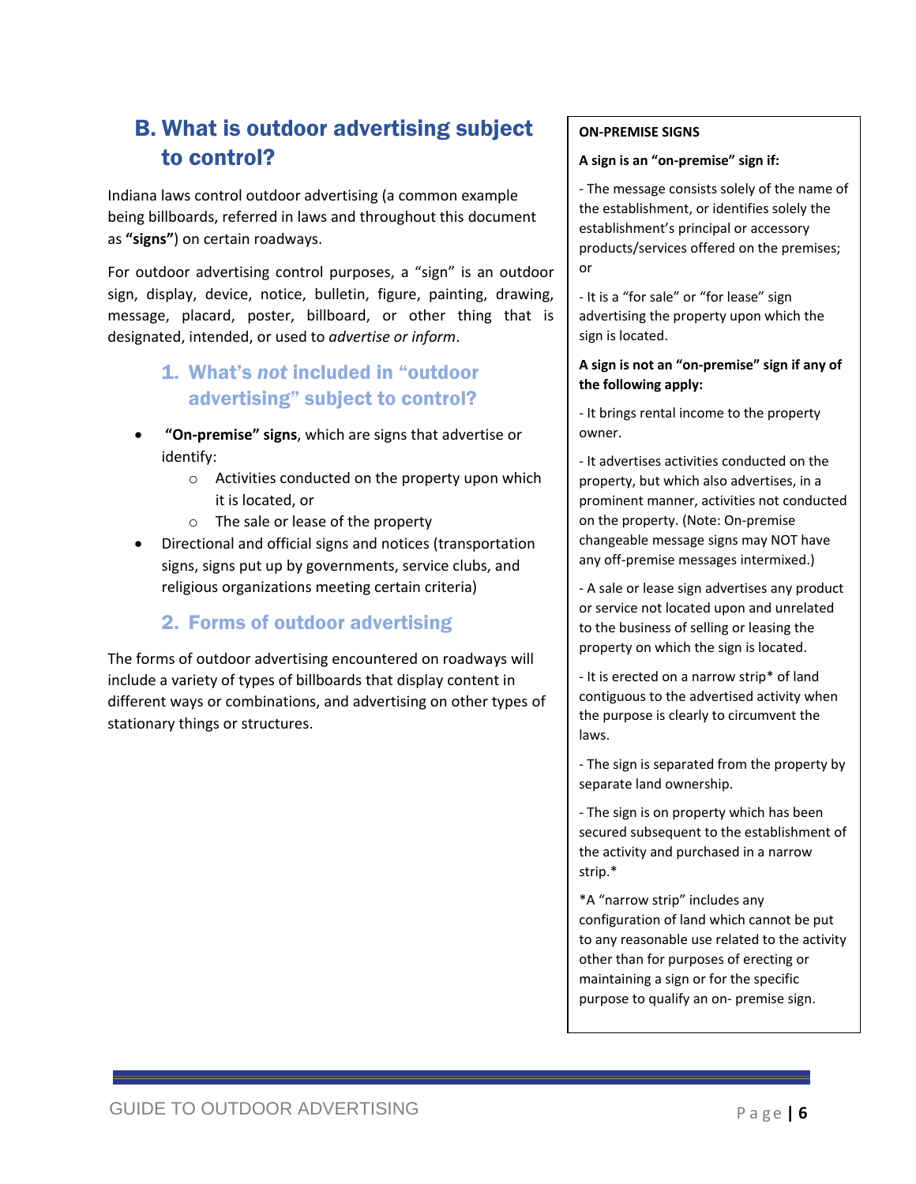## B. What is outdoor advertising subject to control?

Indiana laws control outdoor advertising (a common example being billboards, referred in laws and throughout this document as **"signs"**) on certain roadways.

For outdoor advertising control purposes, a "sign" is an outdoor sign, display, device, notice, bulletin, figure, painting, drawing, message, placard, poster, billboard, or other thing that is designated, intended, or used to *advertise or inform*.

### 1. What's *not* included in "outdoor advertising" subject to control?

- **"On-premise" signs**, which are signs that advertise or identify:
  - Activities conducted on the property upon which it is located, or
  - The sale or lease of the property
- Directional and official signs and notices (transportation signs, signs put up by governments, service clubs, and religious organizations meeting certain criteria)

### 2. Forms of outdoor advertising

The forms of outdoor advertising encountered on roadways will include a variety of types of billboards that display content in different ways or combinations, and advertising on other types of stationary things or structures.

**ON-PREMISE SIGNS**

**A sign is an "on-premise" sign if:**

- The message consists solely of the name of the establishment, or identifies solely the establishment's principal or accessory products/services offered on the premises; or

- It is a "for sale" or "for lease" sign advertising the property upon which the sign is located.

**A sign is not an "on-premise" sign if any of the following apply:**

- It brings rental income to the property owner.

- It advertises activities conducted on the property, but which also advertises, in a prominent manner, activities not conducted on the property. (Note: On-premise changeable message signs may NOT have any off-premise messages intermixed.)

- A sale or lease sign advertises any product or service not located upon and unrelated to the business of selling or leasing the property on which the sign is located.

- It is erected on a narrow strip* of land contiguous to the advertised activity when the purpose is clearly to circumvent the laws.

- The sign is separated from the property by separate land ownership.

- The sign is on property which has been secured subsequent to the establishment of the activity and purchased in a narrow strip.*

*A "narrow strip" includes any configuration of land which cannot be put to any reasonable use related to the activity other than for purposes of erecting or maintaining a sign or for the specific purpose to qualify an on- premise sign.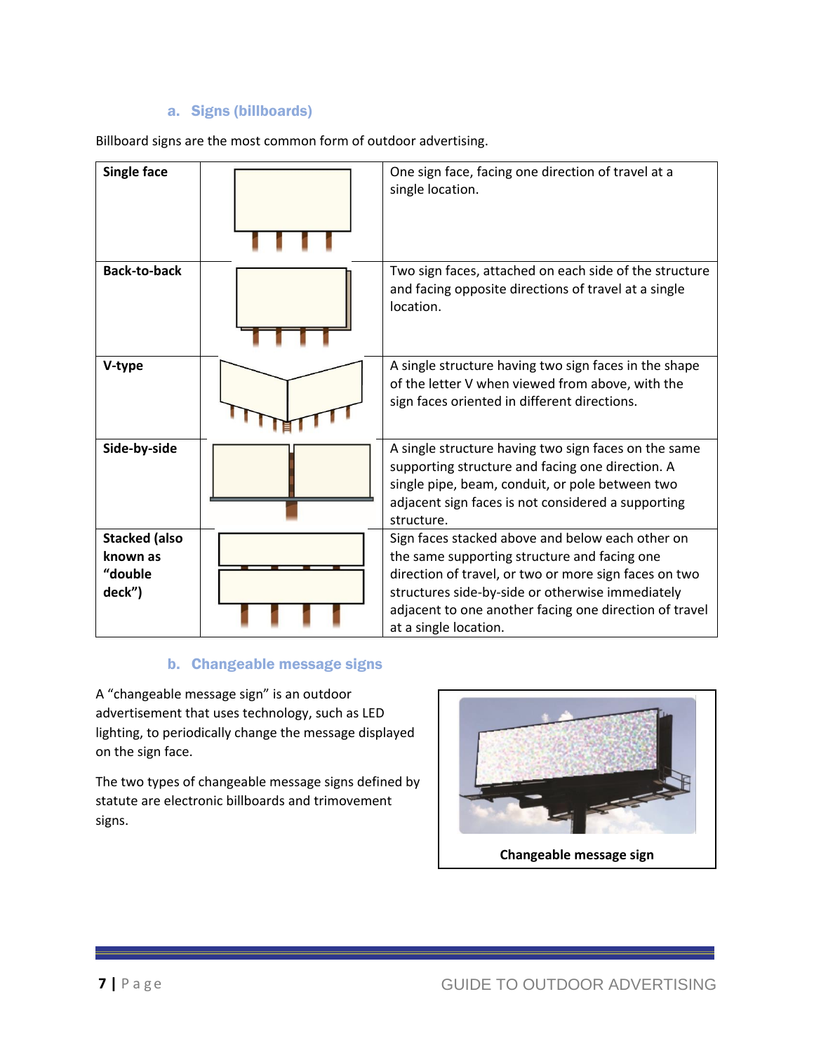### a. Signs (billboards)

Billboard signs are the most common form of outdoor advertising.

| | | |
|---|---|---|
| **Single face** | | One sign face, facing one direction of travel at a single location. |
| **Back-to-back** | | Two sign faces, attached on each side of the structure and facing opposite directions of travel at a single location. |
| **V-type** | | A single structure having two sign faces in the shape of the letter V when viewed from above, with the sign faces oriented in different directions. |
| **Side-by-side** | | A single structure having two sign faces on the same supporting structure and facing one direction. A single pipe, beam, conduit, or pole between two adjacent sign faces is not considered a supporting structure. |
| **Stacked (also known as "double deck")** | | Sign faces stacked above and below each other on the same supporting structure and facing one direction of travel, or two or more sign faces on two structures side-by-side or otherwise immediately adjacent to one another facing one direction of travel at a single location. |

### b. Changeable message signs

A "changeable message sign" is an outdoor advertisement that uses technology, such as LED lighting, to periodically change the message displayed on the sign face.

The two types of changeable message signs defined by statute are electronic billboards and trimovement signs.

**Changeable message sign**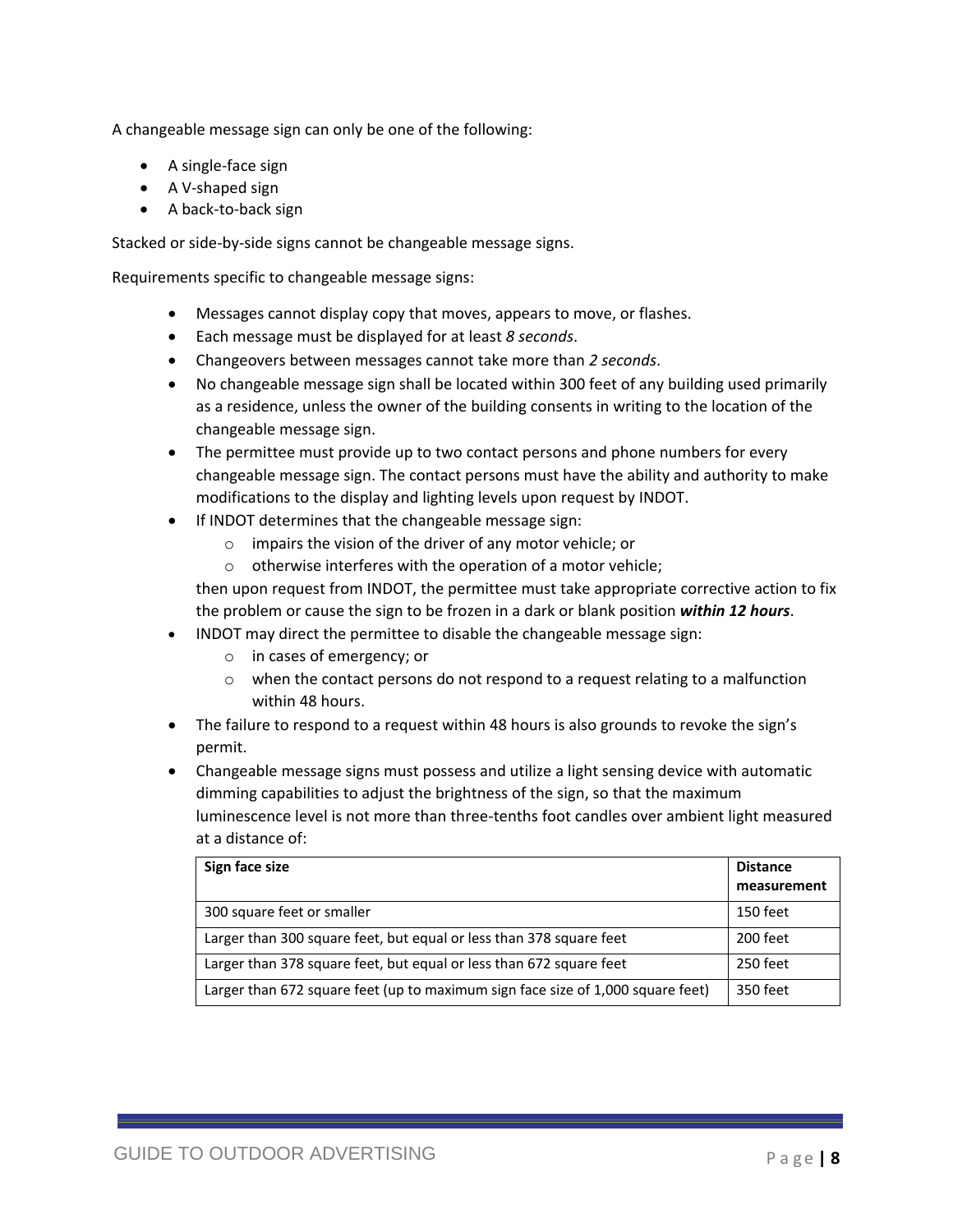A changeable message sign can only be one of the following:

- A single-face sign
- A V-shaped sign
- A back-to-back sign

Stacked or side-by-side signs cannot be changeable message signs.

Requirements specific to changeable message signs:

- Messages cannot display copy that moves, appears to move, or flashes.
- Each message must be displayed for at least *8 seconds*.
- Changeovers between messages cannot take more than *2 seconds*.
- No changeable message sign shall be located within 300 feet of any building used primarily as a residence, unless the owner of the building consents in writing to the location of the changeable message sign.
- The permittee must provide up to two contact persons and phone numbers for every changeable message sign. The contact persons must have the ability and authority to make modifications to the display and lighting levels upon request by INDOT.
- If INDOT determines that the changeable message sign:
    - impairs the vision of the driver of any motor vehicle; or
    - otherwise interferes with the operation of a motor vehicle;

  then upon request from INDOT, the permittee must take appropriate corrective action to fix the problem or cause the sign to be frozen in a dark or blank position ***within 12 hours***.
- INDOT may direct the permittee to disable the changeable message sign:
    - in cases of emergency; or
    - when the contact persons do not respond to a request relating to a malfunction within 48 hours.
- The failure to respond to a request within 48 hours is also grounds to revoke the sign's permit.
- Changeable message signs must possess and utilize a light sensing device with automatic dimming capabilities to adjust the brightness of the sign, so that the maximum luminescence level is not more than three-tenths foot candles over ambient light measured at a distance of:

| **Sign face size** | **Distance measurement** |
|---|---|
| 300 square feet or smaller | 150 feet |
| Larger than 300 square feet, but equal or less than 378 square feet | 200 feet |
| Larger than 378 square feet, but equal or less than 672 square feet | 250 feet |
| Larger than 672 square feet (up to maximum sign face size of 1,000 square feet) | 350 feet |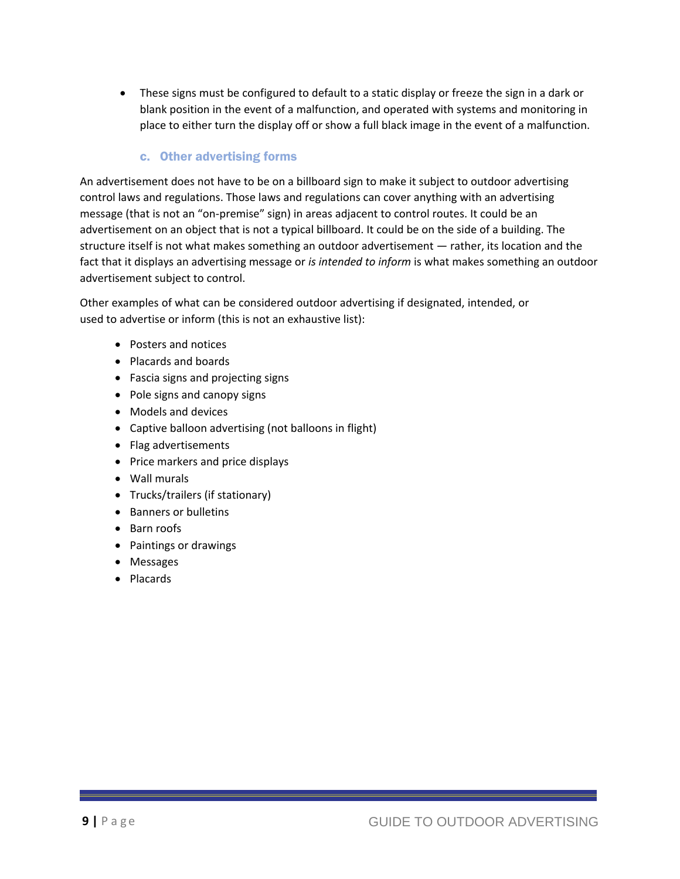- These signs must be configured to default to a static display or freeze the sign in a dark or blank position in the event of a malfunction, and operated with systems and monitoring in place to either turn the display off or show a full black image in the event of a malfunction.

### c. Other advertising forms

An advertisement does not have to be on a billboard sign to make it subject to outdoor advertising control laws and regulations. Those laws and regulations can cover anything with an advertising message (that is not an "on-premise" sign) in areas adjacent to control routes. It could be an advertisement on an object that is not a typical billboard. It could be on the side of a building. The structure itself is not what makes something an outdoor advertisement — rather, its location and the fact that it displays an advertising message or *is intended to inform* is what makes something an outdoor advertisement subject to control.

Other examples of what can be considered outdoor advertising if designated, intended, or used to advertise or inform (this is not an exhaustive list):

- Posters and notices
- Placards and boards
- Fascia signs and projecting signs
- Pole signs and canopy signs
- Models and devices
- Captive balloon advertising (not balloons in flight)
- Flag advertisements
- Price markers and price displays
- Wall murals
- Trucks/trailers (if stationary)
- Banners or bulletins
- Barn roofs
- Paintings or drawings
- Messages
- Placards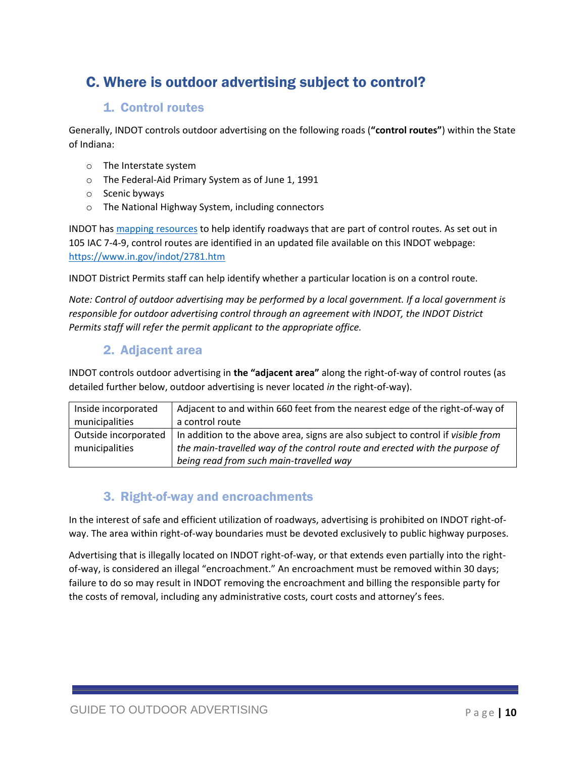## C. Where is outdoor advertising subject to control?

### 1. Control routes

Generally, INDOT controls outdoor advertising on the following roads (**"control routes"**) within the State of Indiana:

- The Interstate system
- The Federal-Aid Primary System as of June 1, 1991
- Scenic byways
- The National Highway System, including connectors

INDOT has [mapping resources](https://www.in.gov/indot/2781.htm) to help identify roadways that are part of control routes. As set out in 105 IAC 7-4-9, control routes are identified in an updated file available on this INDOT webpage: https://www.in.gov/indot/2781.htm

INDOT District Permits staff can help identify whether a particular location is on a control route.

*Note: Control of outdoor advertising may be performed by a local government. If a local government is responsible for outdoor advertising control through an agreement with INDOT, the INDOT District Permits staff will refer the permit applicant to the appropriate office.*

### 2. Adjacent area

INDOT controls outdoor advertising in **the "adjacent area"** along the right-of-way of control routes (as detailed further below, outdoor advertising is never located *in* the right-of-way).

| | |
|---|---|
| Inside incorporated municipalities | Adjacent to and within 660 feet from the nearest edge of the right-of-way of a control route |
| Outside incorporated municipalities | In addition to the above area, signs are also subject to control if *visible from the main-travelled way of the control route and erected with the purpose of being read from such main-travelled way* |

### 3. Right-of-way and encroachments

In the interest of safe and efficient utilization of roadways, advertising is prohibited on INDOT right-of-way. The area within right-of-way boundaries must be devoted exclusively to public highway purposes.

Advertising that is illegally located on INDOT right-of-way, or that extends even partially into the right-of-way, is considered an illegal "encroachment." An encroachment must be removed within 30 days; failure to do so may result in INDOT removing the encroachment and billing the responsible party for the costs of removal, including any administrative costs, court costs and attorney's fees.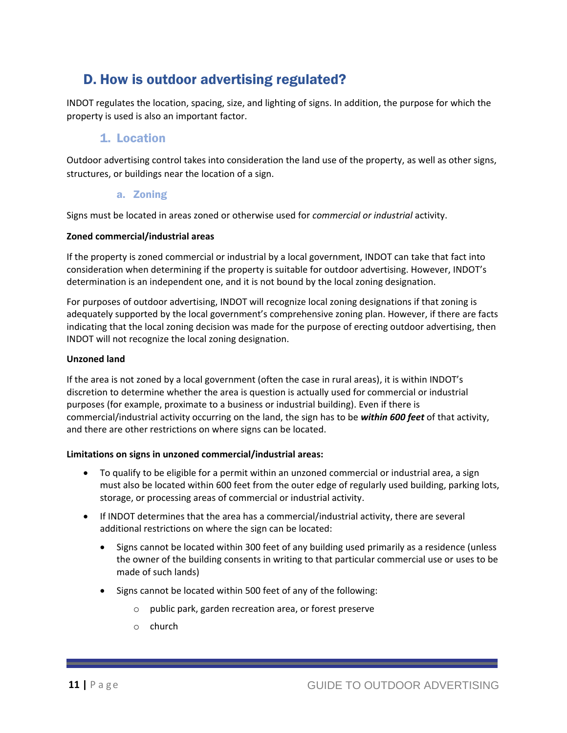## D. How is outdoor advertising regulated?

INDOT regulates the location, spacing, size, and lighting of signs. In addition, the purpose for which the property is used is also an important factor.

### 1. Location

Outdoor advertising control takes into consideration the land use of the property, as well as other signs, structures, or buildings near the location of a sign.

#### a. Zoning

Signs must be located in areas zoned or otherwise used for *commercial or industrial* activity.

**Zoned commercial/industrial areas**

If the property is zoned commercial or industrial by a local government, INDOT can take that fact into consideration when determining if the property is suitable for outdoor advertising. However, INDOT's determination is an independent one, and it is not bound by the local zoning designation.

For purposes of outdoor advertising, INDOT will recognize local zoning designations if that zoning is adequately supported by the local government's comprehensive zoning plan. However, if there are facts indicating that the local zoning decision was made for the purpose of erecting outdoor advertising, then INDOT will not recognize the local zoning designation.

**Unzoned land**

If the area is not zoned by a local government (often the case in rural areas), it is within INDOT's discretion to determine whether the area is question is actually used for commercial or industrial purposes (for example, proximate to a business or industrial building). Even if there is commercial/industrial activity occurring on the land, the sign has to be ***within 600 feet*** of that activity, and there are other restrictions on where signs can be located.

**Limitations on signs in unzoned commercial/industrial areas:**

- To qualify to be eligible for a permit within an unzoned commercial or industrial area, a sign must also be located within 600 feet from the outer edge of regularly used building, parking lots, storage, or processing areas of commercial or industrial activity.
- If INDOT determines that the area has a commercial/industrial activity, there are several additional restrictions on where the sign can be located:
  - Signs cannot be located within 300 feet of any building used primarily as a residence (unless the owner of the building consents in writing to that particular commercial use or uses to be made of such lands)
  - Signs cannot be located within 500 feet of any of the following:
    - public park, garden recreation area, or forest preserve
    - church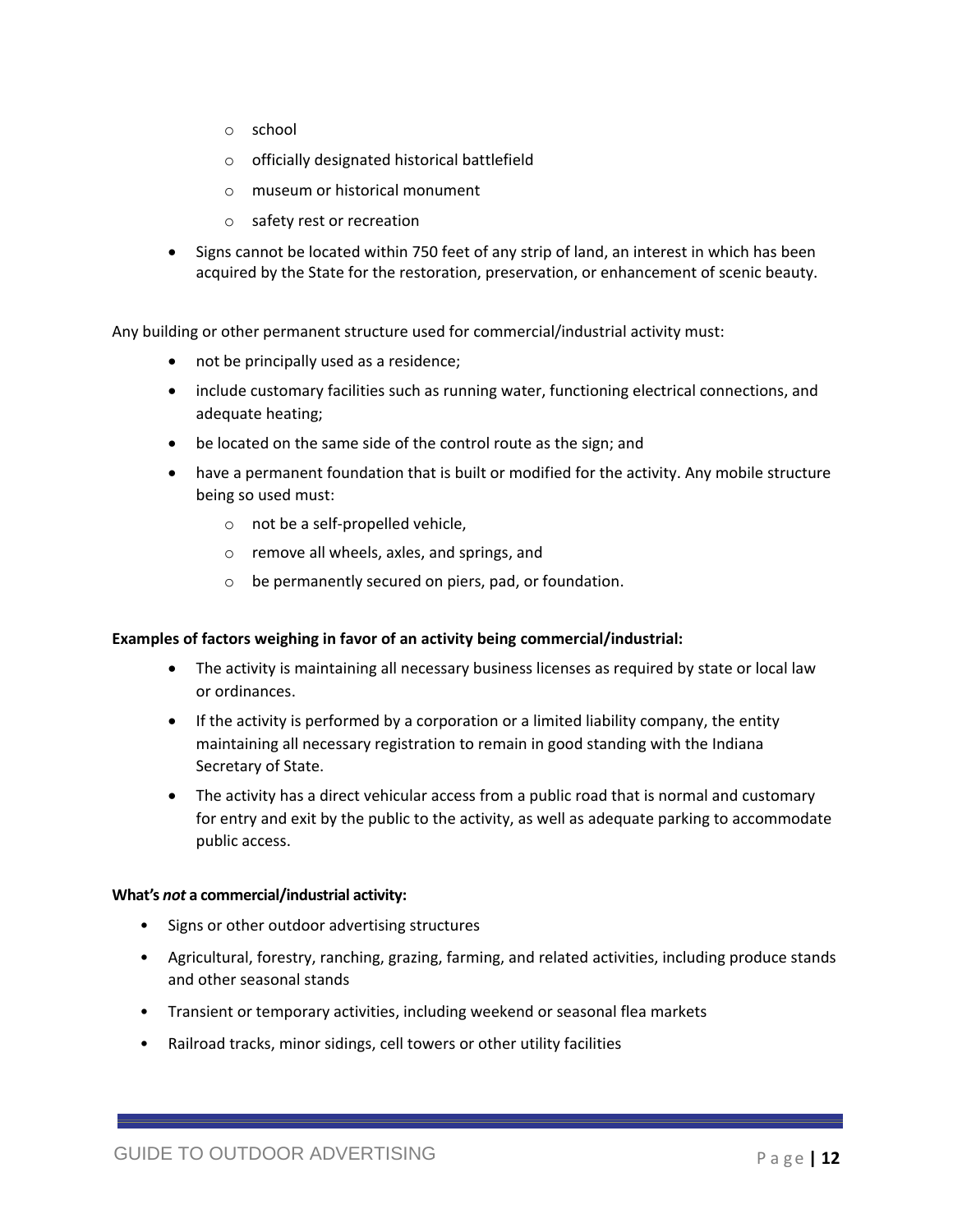- school
  - officially designated historical battlefield
  - museum or historical monument
  - safety rest or recreation
- Signs cannot be located within 750 feet of any strip of land, an interest in which has been acquired by the State for the restoration, preservation, or enhancement of scenic beauty.

Any building or other permanent structure used for commercial/industrial activity must:

- not be principally used as a residence;
- include customary facilities such as running water, functioning electrical connections, and adequate heating;
- be located on the same side of the control route as the sign; and
- have a permanent foundation that is built or modified for the activity. Any mobile structure being so used must:
  - not be a self-propelled vehicle,
  - remove all wheels, axles, and springs, and
  - be permanently secured on piers, pad, or foundation.

**Examples of factors weighing in favor of an activity being commercial/industrial:**

- The activity is maintaining all necessary business licenses as required by state or local law or ordinances.
- If the activity is performed by a corporation or a limited liability company, the entity maintaining all necessary registration to remain in good standing with the Indiana Secretary of State.
- The activity has a direct vehicular access from a public road that is normal and customary for entry and exit by the public to the activity, as well as adequate parking to accommodate public access.

**What's *not* a commercial/industrial activity:**

- Signs or other outdoor advertising structures
- Agricultural, forestry, ranching, grazing, farming, and related activities, including produce stands and other seasonal stands
- Transient or temporary activities, including weekend or seasonal flea markets
- Railroad tracks, minor sidings, cell towers or other utility facilities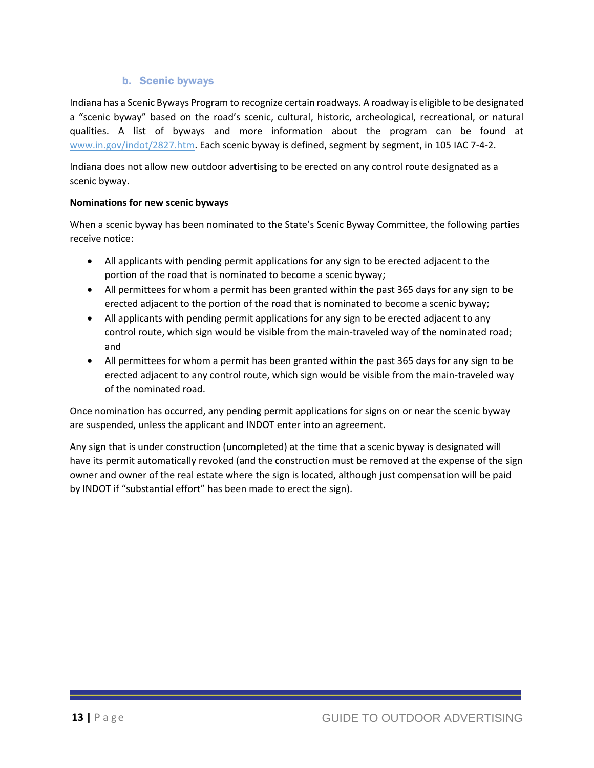### b. Scenic byways

Indiana has a Scenic Byways Program to recognize certain roadways. A roadway is eligible to be designated a "scenic byway" based on the road's scenic, cultural, historic, archeological, recreational, or natural qualities. A list of byways and more information about the program can be found at [www.in.gov/indot/2827.htm](http://www.in.gov/indot/2827.htm). Each scenic byway is defined, segment by segment, in 105 IAC 7-4-2.

Indiana does not allow new outdoor advertising to be erected on any control route designated as a scenic byway.

**Nominations for new scenic byways**

When a scenic byway has been nominated to the State's Scenic Byway Committee, the following parties receive notice:

- All applicants with pending permit applications for any sign to be erected adjacent to the portion of the road that is nominated to become a scenic byway;
- All permittees for whom a permit has been granted within the past 365 days for any sign to be erected adjacent to the portion of the road that is nominated to become a scenic byway;
- All applicants with pending permit applications for any sign to be erected adjacent to any control route, which sign would be visible from the main-traveled way of the nominated road; and
- All permittees for whom a permit has been granted within the past 365 days for any sign to be erected adjacent to any control route, which sign would be visible from the main-traveled way of the nominated road.

Once nomination has occurred, any pending permit applications for signs on or near the scenic byway are suspended, unless the applicant and INDOT enter into an agreement.

Any sign that is under construction (uncompleted) at the time that a scenic byway is designated will have its permit automatically revoked (and the construction must be removed at the expense of the sign owner and owner of the real estate where the sign is located, although just compensation will be paid by INDOT if "substantial effort" has been made to erect the sign).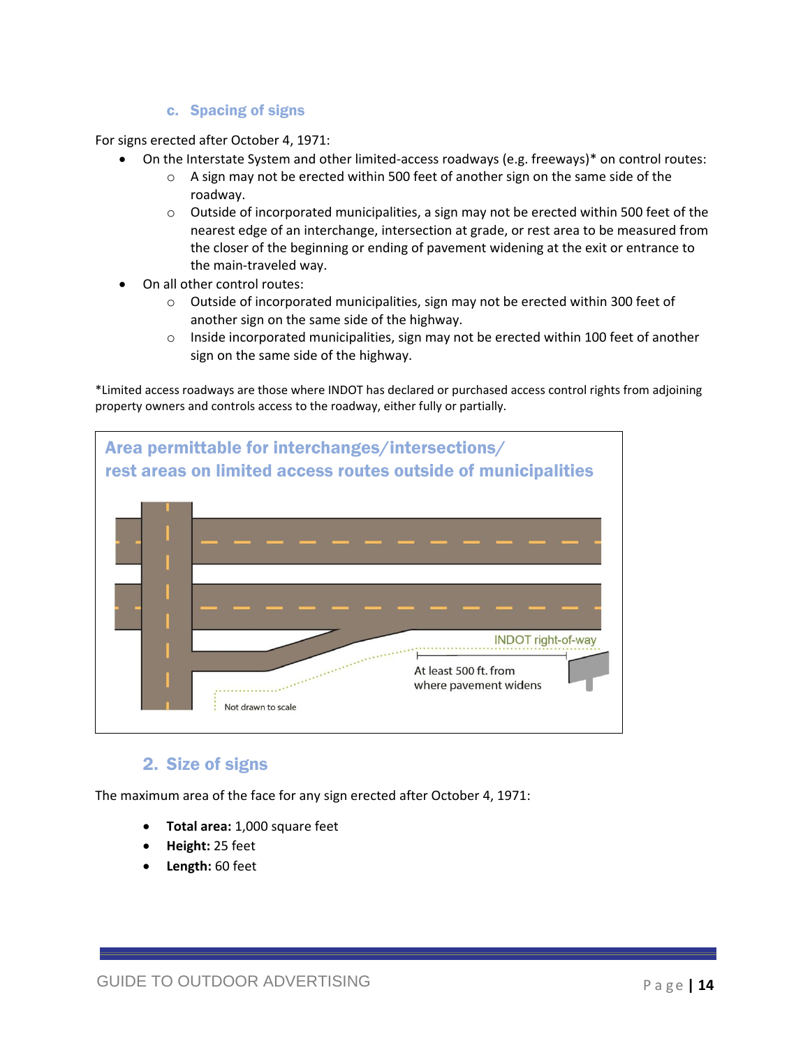### c. Spacing of signs

For signs erected after October 4, 1971:

- On the Interstate System and other limited-access roadways (e.g. freeways)* on control routes:
    - A sign may not be erected within 500 feet of another sign on the same side of the roadway.
    - Outside of incorporated municipalities, a sign may not be erected within 500 feet of the nearest edge of an interchange, intersection at grade, or rest area to be measured from the closer of the beginning or ending of pavement widening at the exit or entrance to the main-traveled way.
- On all other control routes:
    - Outside of incorporated municipalities, sign may not be erected within 300 feet of another sign on the same side of the highway.
    - Inside incorporated municipalities, sign may not be erected within 100 feet of another sign on the same side of the highway.

*Limited access roadways are those where INDOT has declared or purchased access control rights from adjoining property owners and controls access to the roadway, either fully or partially.

**Area permittable for interchanges/intersections/ rest areas on limited access routes outside of municipalities**

INDOT right-of-way

At least 500 ft. from where pavement widens

Not drawn to scale

## 2. Size of signs

The maximum area of the face for any sign erected after October 4, 1971:

- **Total area:** 1,000 square feet
- **Height:** 25 feet
- **Length:** 60 feet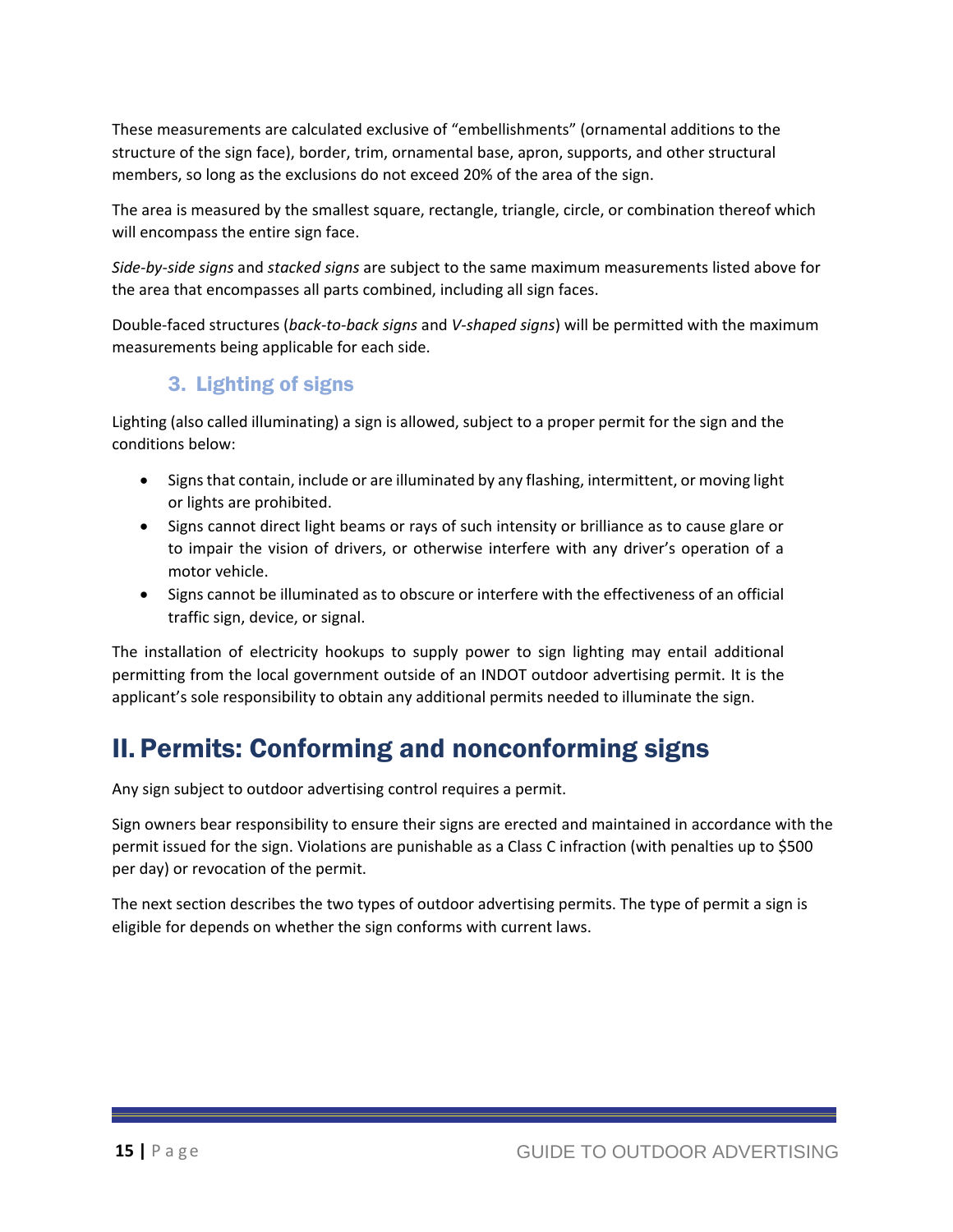These measurements are calculated exclusive of “embellishments” (ornamental additions to the structure of the sign face), border, trim, ornamental base, apron, supports, and other structural members, so long as the exclusions do not exceed 20% of the area of the sign.

The area is measured by the smallest square, rectangle, triangle, circle, or combination thereof which will encompass the entire sign face.

*Side-by-side signs* and *stacked signs* are subject to the same maximum measurements listed above for the area that encompasses all parts combined, including all sign faces.

Double-faced structures (*back-to-back signs* and *V-shaped signs*) will be permitted with the maximum measurements being applicable for each side.

### 3. Lighting of signs

Lighting (also called illuminating) a sign is allowed, subject to a proper permit for the sign and the conditions below:

- Signs that contain, include or are illuminated by any flashing, intermittent, or moving light or lights are prohibited.
- Signs cannot direct light beams or rays of such intensity or brilliance as to cause glare or to impair the vision of drivers, or otherwise interfere with any driver’s operation of a motor vehicle.
- Signs cannot be illuminated as to obscure or interfere with the effectiveness of an official traffic sign, device, or signal.

The installation of electricity hookups to supply power to sign lighting may entail additional permitting from the local government outside of an INDOT outdoor advertising permit. It is the applicant’s sole responsibility to obtain any additional permits needed to illuminate the sign.

# II. Permits: Conforming and nonconforming signs

Any sign subject to outdoor advertising control requires a permit.

Sign owners bear responsibility to ensure their signs are erected and maintained in accordance with the permit issued for the sign. Violations are punishable as a Class C infraction (with penalties up to $500 per day) or revocation of the permit.

The next section describes the two types of outdoor advertising permits. The type of permit a sign is eligible for depends on whether the sign conforms with current laws.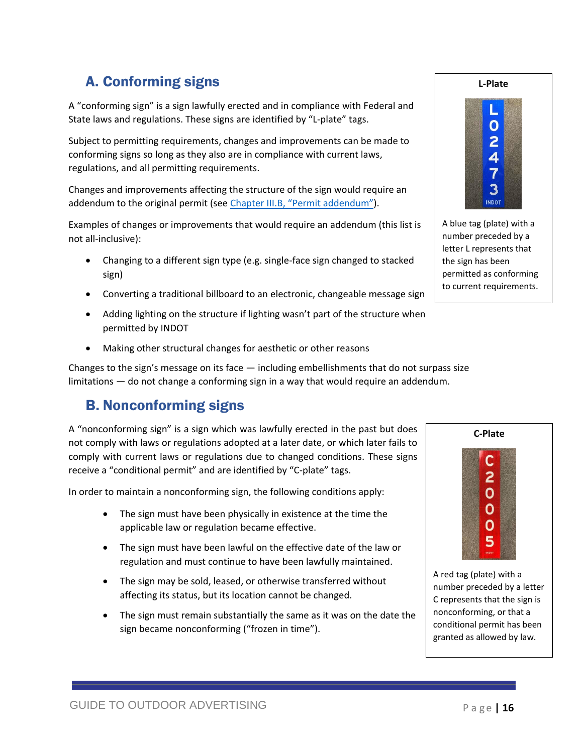## A. Conforming signs

A "conforming sign" is a sign lawfully erected and in compliance with Federal and State laws and regulations. These signs are identified by "L-plate" tags.

Subject to permitting requirements, changes and improvements can be made to conforming signs so long as they also are in compliance with current laws, regulations, and all permitting requirements.

Changes and improvements affecting the structure of the sign would require an addendum to the original permit (see Chapter III.B, "Permit addendum").

Examples of changes or improvements that would require an addendum (this list is not all-inclusive):

- Changing to a different sign type (e.g. single-face sign changed to stacked sign)
- Converting a traditional billboard to an electronic, changeable message sign
- Adding lighting on the structure if lighting wasn't part of the structure when permitted by INDOT
- Making other structural changes for aesthetic or other reasons

Changes to the sign's message on its face — including embellishments that do not surpass size limitations — do not change a conforming sign in a way that would require an addendum.

**L-Plate**

A blue tag (plate) with a number preceded by a letter L represents that the sign has been permitted as conforming to current requirements.

## B. Nonconforming signs

A "nonconforming sign" is a sign which was lawfully erected in the past but does not comply with laws or regulations adopted at a later date, or which later fails to comply with current laws or regulations due to changed conditions. These signs receive a "conditional permit" and are identified by "C-plate" tags.

In order to maintain a nonconforming sign, the following conditions apply:

- The sign must have been physically in existence at the time the applicable law or regulation became effective.
- The sign must have been lawful on the effective date of the law or regulation and must continue to have been lawfully maintained.
- The sign may be sold, leased, or otherwise transferred without affecting its status, but its location cannot be changed.
- The sign must remain substantially the same as it was on the date the sign became nonconforming ("frozen in time").

**C-Plate**

A red tag (plate) with a number preceded by a letter C represents that the sign is nonconforming, or that a conditional permit has been granted as allowed by law.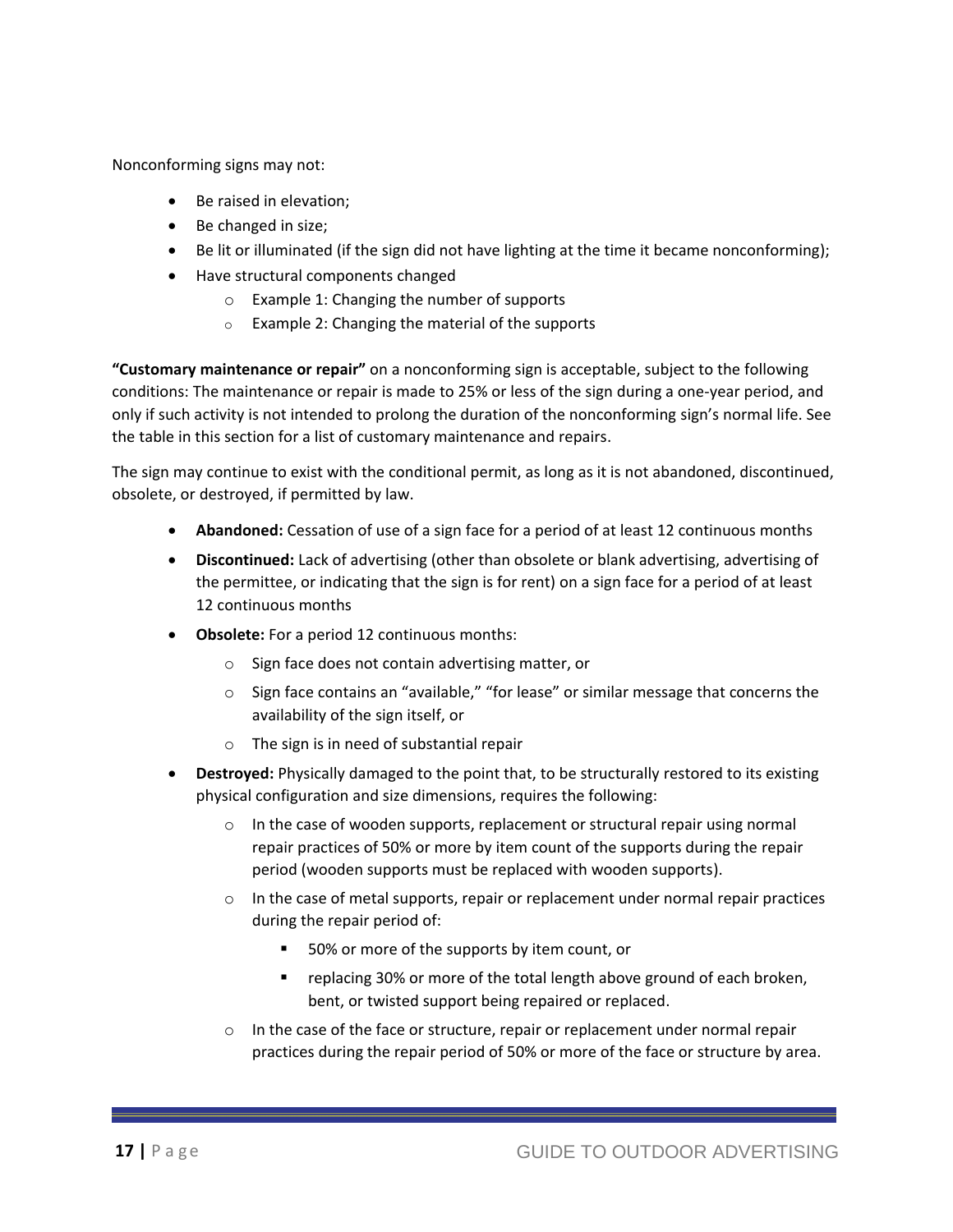Nonconforming signs may not:

- Be raised in elevation;
- Be changed in size;
- Be lit or illuminated (if the sign did not have lighting at the time it became nonconforming);
- Have structural components changed
    - Example 1: Changing the number of supports
    - Example 2: Changing the material of the supports

**"Customary maintenance or repair"** on a nonconforming sign is acceptable, subject to the following conditions: The maintenance or repair is made to 25% or less of the sign during a one-year period, and only if such activity is not intended to prolong the duration of the nonconforming sign's normal life. See the table in this section for a list of customary maintenance and repairs.

The sign may continue to exist with the conditional permit, as long as it is not abandoned, discontinued, obsolete, or destroyed, if permitted by law.

- **Abandoned:** Cessation of use of a sign face for a period of at least 12 continuous months
- **Discontinued:** Lack of advertising (other than obsolete or blank advertising, advertising of the permittee, or indicating that the sign is for rent) on a sign face for a period of at least 12 continuous months
- **Obsolete:** For a period 12 continuous months:
    - Sign face does not contain advertising matter, or
    - Sign face contains an "available," "for lease" or similar message that concerns the availability of the sign itself, or
    - The sign is in need of substantial repair
- **Destroyed:** Physically damaged to the point that, to be structurally restored to its existing physical configuration and size dimensions, requires the following:
    - In the case of wooden supports, replacement or structural repair using normal repair practices of 50% or more by item count of the supports during the repair period (wooden supports must be replaced with wooden supports).
    - In the case of metal supports, repair or replacement under normal repair practices during the repair period of:
        - 50% or more of the supports by item count, or
        - replacing 30% or more of the total length above ground of each broken, bent, or twisted support being repaired or replaced.
    - In the case of the face or structure, repair or replacement under normal repair practices during the repair period of 50% or more of the face or structure by area.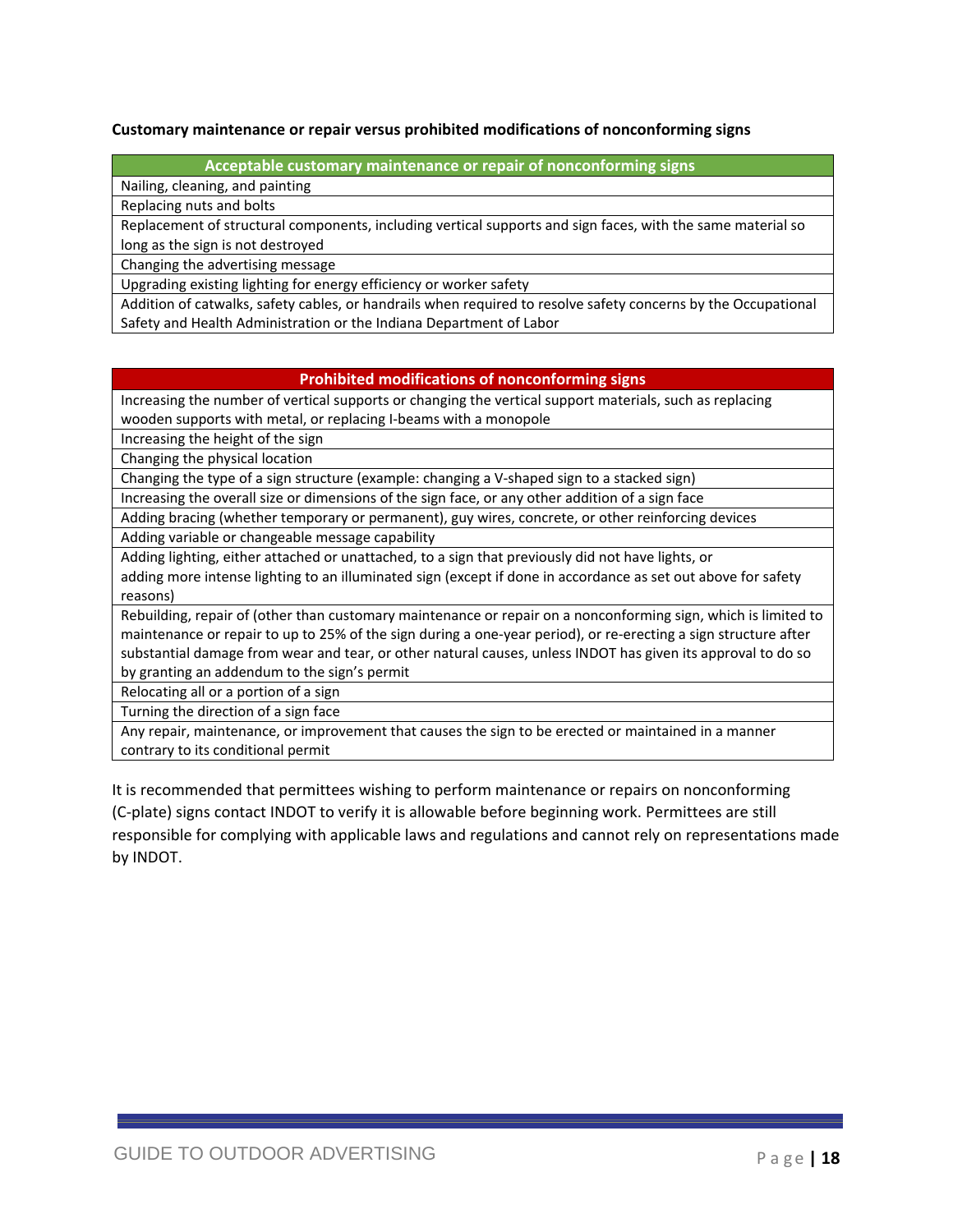**Customary maintenance or repair versus prohibited modifications of nonconforming signs**

| Acceptable customary maintenance or repair of nonconforming signs |
| --- |
| Nailing, cleaning, and painting |
| Replacing nuts and bolts |
| Replacement of structural components, including vertical supports and sign faces, with the same material so long as the sign is not destroyed |
| Changing the advertising message |
| Upgrading existing lighting for energy efficiency or worker safety |
| Addition of catwalks, safety cables, or handrails when required to resolve safety concerns by the Occupational Safety and Health Administration or the Indiana Department of Labor |

| Prohibited modifications of nonconforming signs |
| --- |
| Increasing the number of vertical supports or changing the vertical support materials, such as replacing wooden supports with metal, or replacing I-beams with a monopole |
| Increasing the height of the sign |
| Changing the physical location |
| Changing the type of a sign structure (example: changing a V-shaped sign to a stacked sign) |
| Increasing the overall size or dimensions of the sign face, or any other addition of a sign face |
| Adding bracing (whether temporary or permanent), guy wires, concrete, or other reinforcing devices |
| Adding variable or changeable message capability |
| Adding lighting, either attached or unattached, to a sign that previously did not have lights, or adding more intense lighting to an illuminated sign (except if done in accordance as set out above for safety reasons) |
| Rebuilding, repair of (other than customary maintenance or repair on a nonconforming sign, which is limited to maintenance or repair to up to 25% of the sign during a one-year period), or re-erecting a sign structure after substantial damage from wear and tear, or other natural causes, unless INDOT has given its approval to do so by granting an addendum to the sign's permit |
| Relocating all or a portion of a sign |
| Turning the direction of a sign face |
| Any repair, maintenance, or improvement that causes the sign to be erected or maintained in a manner contrary to its conditional permit |

It is recommended that permittees wishing to perform maintenance or repairs on nonconforming (C-plate) signs contact INDOT to verify it is allowable before beginning work. Permittees are still responsible for complying with applicable laws and regulations and cannot rely on representations made by INDOT.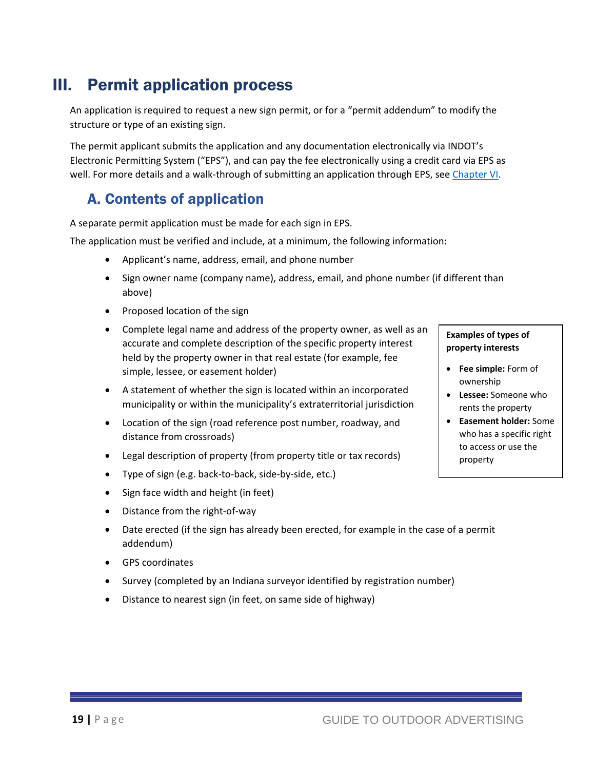# III. Permit application process

An application is required to request a new sign permit, or for a "permit addendum" to modify the structure or type of an existing sign.

The permit applicant submits the application and any documentation electronically via INDOT's Electronic Permitting System ("EPS"), and can pay the fee electronically using a credit card via EPS as well. For more details and a walk-through of submitting an application through EPS, see Chapter VI.

## A. Contents of application

A separate permit application must be made for each sign in EPS.

The application must be verified and include, at a minimum, the following information:

- Applicant's name, address, email, and phone number
- Sign owner name (company name), address, email, and phone number (if different than above)
- Proposed location of the sign
- Complete legal name and address of the property owner, as well as an accurate and complete description of the specific property interest held by the property owner in that real estate (for example, fee simple, lessee, or easement holder)
- A statement of whether the sign is located within an incorporated municipality or within the municipality's extraterritorial jurisdiction
- Location of the sign (road reference post number, roadway, and distance from crossroads)
- Legal description of property (from property title or tax records)
- Type of sign (e.g. back-to-back, side-by-side, etc.)
- Sign face width and height (in feet)
- Distance from the right-of-way
- Date erected (if the sign has already been erected, for example in the case of a permit addendum)
- GPS coordinates
- Survey (completed by an Indiana surveyor identified by registration number)
- Distance to nearest sign (in feet, on same side of highway)

**Examples of types of property interests**

- **Fee simple:** Form of ownership
- **Lessee:** Someone who rents the property
- **Easement holder:** Some who has a specific right to access or use the property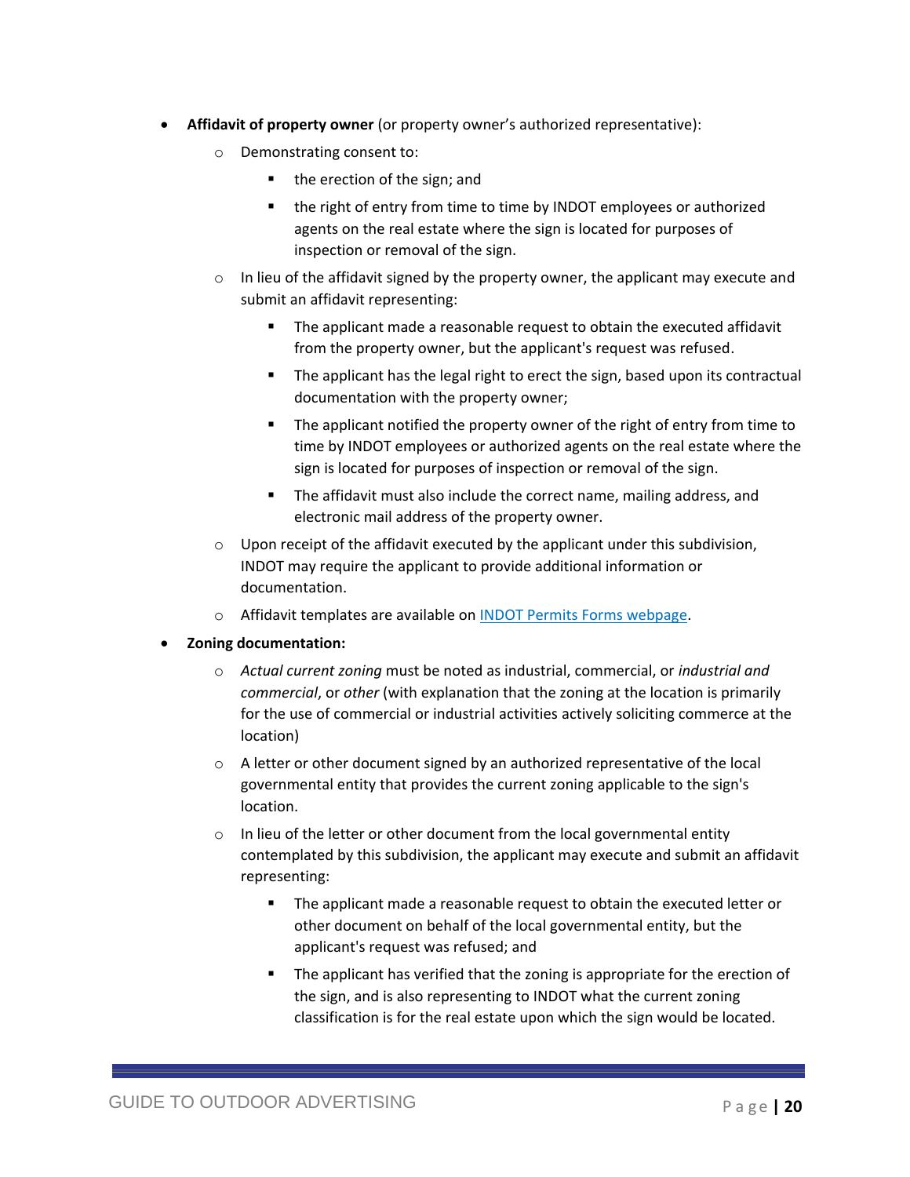- **Affidavit of property owner** (or property owner's authorized representative):
  - Demonstrating consent to:
    - the erection of the sign; and
    - the right of entry from time to time by INDOT employees or authorized agents on the real estate where the sign is located for purposes of inspection or removal of the sign.
  - In lieu of the affidavit signed by the property owner, the applicant may execute and submit an affidavit representing:
    - The applicant made a reasonable request to obtain the executed affidavit from the property owner, but the applicant's request was refused.
    - The applicant has the legal right to erect the sign, based upon its contractual documentation with the property owner;
    - The applicant notified the property owner of the right of entry from time to time by INDOT employees or authorized agents on the real estate where the sign is located for purposes of inspection or removal of the sign.
    - The affidavit must also include the correct name, mailing address, and electronic mail address of the property owner.
  - Upon receipt of the affidavit executed by the applicant under this subdivision, INDOT may require the applicant to provide additional information or documentation.
  - Affidavit templates are available on [INDOT Permits Forms webpage](INDOT Permits Forms webpage).
- **Zoning documentation:**
  - *Actual current zoning* must be noted as industrial, commercial, or *industrial and commercial*, or *other* (with explanation that the zoning at the location is primarily for the use of commercial or industrial activities actively soliciting commerce at the location)
  - A letter or other document signed by an authorized representative of the local governmental entity that provides the current zoning applicable to the sign's location.
  - In lieu of the letter or other document from the local governmental entity contemplated by this subdivision, the applicant may execute and submit an affidavit representing:
    - The applicant made a reasonable request to obtain the executed letter or other document on behalf of the local governmental entity, but the applicant's request was refused; and
    - The applicant has verified that the zoning is appropriate for the erection of the sign, and is also representing to INDOT what the current zoning classification is for the real estate upon which the sign would be located.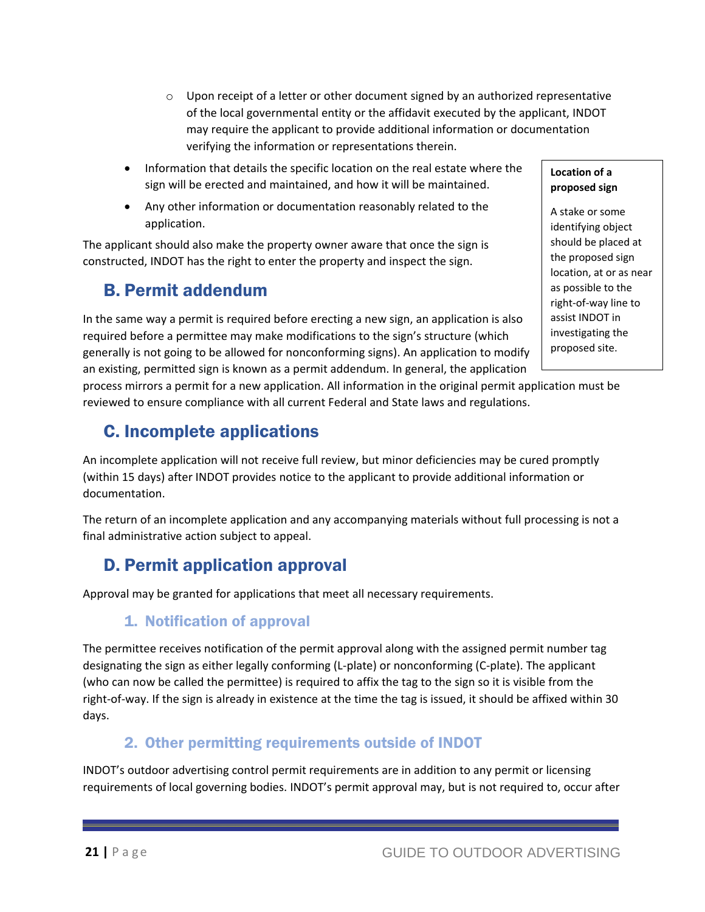- Upon receipt of a letter or other document signed by an authorized representative of the local governmental entity or the affidavit executed by the applicant, INDOT may require the applicant to provide additional information or documentation verifying the information or representations therein.

- Information that details the specific location on the real estate where the sign will be erected and maintained, and how it will be maintained.
- Any other information or documentation reasonably related to the application.

The applicant should also make the property owner aware that once the sign is constructed, INDOT has the right to enter the property and inspect the sign.

> **Location of a proposed sign**
>
> A stake or some identifying object should be placed at the proposed sign location, at or as near as possible to the right-of-way line to assist INDOT in investigating the proposed site.

## B. Permit addendum

In the same way a permit is required before erecting a new sign, an application is also required before a permittee may make modifications to the sign's structure (which generally is not going to be allowed for nonconforming signs). An application to modify an existing, permitted sign is known as a permit addendum. In general, the application process mirrors a permit for a new application. All information in the original permit application must be reviewed to ensure compliance with all current Federal and State laws and regulations.

## C. Incomplete applications

An incomplete application will not receive full review, but minor deficiencies may be cured promptly (within 15 days) after INDOT provides notice to the applicant to provide additional information or documentation.

The return of an incomplete application and any accompanying materials without full processing is not a final administrative action subject to appeal.

## D. Permit application approval

Approval may be granted for applications that meet all necessary requirements.

### 1. Notification of approval

The permittee receives notification of the permit approval along with the assigned permit number tag designating the sign as either legally conforming (L-plate) or nonconforming (C-plate). The applicant (who can now be called the permittee) is required to affix the tag to the sign so it is visible from the right-of-way. If the sign is already in existence at the time the tag is issued, it should be affixed within 30 days.

### 2. Other permitting requirements outside of INDOT

INDOT's outdoor advertising control permit requirements are in addition to any permit or licensing requirements of local governing bodies. INDOT's permit approval may, but is not required to, occur after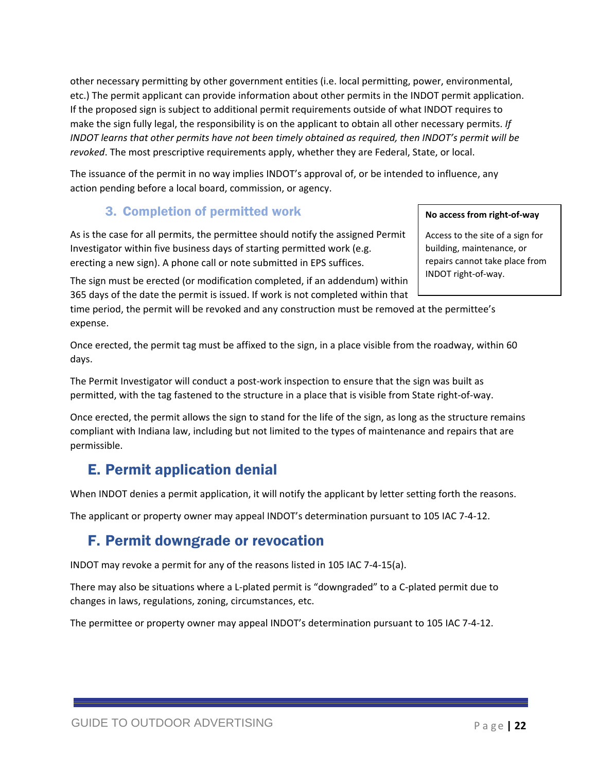other necessary permitting by other government entities (i.e. local permitting, power, environmental, etc.) The permit applicant can provide information about other permits in the INDOT permit application. If the proposed sign is subject to additional permit requirements outside of what INDOT requires to make the sign fully legal, the responsibility is on the applicant to obtain all other necessary permits. *If INDOT learns that other permits have not been timely obtained as required, then INDOT's permit will be revoked*. The most prescriptive requirements apply, whether they are Federal, State, or local.

The issuance of the permit in no way implies INDOT's approval of, or be intended to influence, any action pending before a local board, commission, or agency.

### 3. Completion of permitted work

> **No access from right-of-way**
>
> Access to the site of a sign for building, maintenance, or repairs cannot take place from INDOT right-of-way.

As is the case for all permits, the permittee should notify the assigned Permit Investigator within five business days of starting permitted work (e.g. erecting a new sign). A phone call or note submitted in EPS suffices.

The sign must be erected (or modification completed, if an addendum) within 365 days of the date the permit is issued. If work is not completed within that time period, the permit will be revoked and any construction must be removed at the permittee's expense.

Once erected, the permit tag must be affixed to the sign, in a place visible from the roadway, within 60 days.

The Permit Investigator will conduct a post-work inspection to ensure that the sign was built as permitted, with the tag fastened to the structure in a place that is visible from State right-of-way.

Once erected, the permit allows the sign to stand for the life of the sign, as long as the structure remains compliant with Indiana law, including but not limited to the types of maintenance and repairs that are permissible.

## E. Permit application denial

When INDOT denies a permit application, it will notify the applicant by letter setting forth the reasons.

The applicant or property owner may appeal INDOT's determination pursuant to 105 IAC 7-4-12.

## F. Permit downgrade or revocation

INDOT may revoke a permit for any of the reasons listed in 105 IAC 7-4-15(a).

There may also be situations where a L-plated permit is "downgraded" to a C-plated permit due to changes in laws, regulations, zoning, circumstances, etc.

The permittee or property owner may appeal INDOT's determination pursuant to 105 IAC 7-4-12.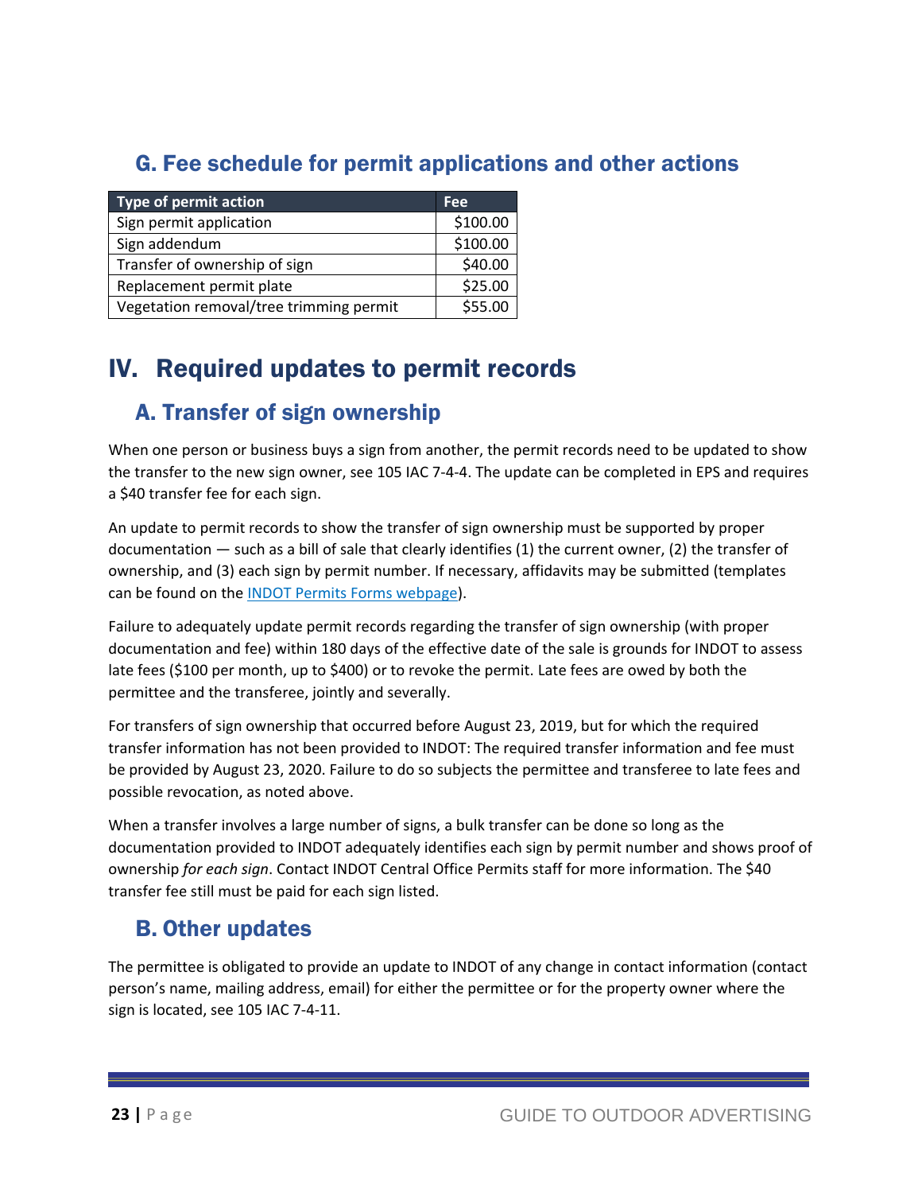## G. Fee schedule for permit applications and other actions

| Type of permit action | Fee |
|---|---|
| Sign permit application | $100.00 |
| Sign addendum | $100.00 |
| Transfer of ownership of sign | $40.00 |
| Replacement permit plate | $25.00 |
| Vegetation removal/tree trimming permit | $55.00 |

# IV. Required updates to permit records

## A. Transfer of sign ownership

When one person or business buys a sign from another, the permit records need to be updated to show the transfer to the new sign owner, see 105 IAC 7-4-4. The update can be completed in EPS and requires a $40 transfer fee for each sign.

An update to permit records to show the transfer of sign ownership must be supported by proper documentation — such as a bill of sale that clearly identifies (1) the current owner, (2) the transfer of ownership, and (3) each sign by permit number. If necessary, affidavits may be submitted (templates can be found on the INDOT Permits Forms webpage).

Failure to adequately update permit records regarding the transfer of sign ownership (with proper documentation and fee) within 180 days of the effective date of the sale is grounds for INDOT to assess late fees ($100 per month, up to $400) or to revoke the permit. Late fees are owed by both the permittee and the transferee, jointly and severally.

For transfers of sign ownership that occurred before August 23, 2019, but for which the required transfer information has not been provided to INDOT: The required transfer information and fee must be provided by August 23, 2020. Failure to do so subjects the permittee and transferee to late fees and possible revocation, as noted above.

When a transfer involves a large number of signs, a bulk transfer can be done so long as the documentation provided to INDOT adequately identifies each sign by permit number and shows proof of ownership *for each sign*. Contact INDOT Central Office Permits staff for more information. The $40 transfer fee still must be paid for each sign listed.

## B. Other updates

The permittee is obligated to provide an update to INDOT of any change in contact information (contact person's name, mailing address, email) for either the permittee or for the property owner where the sign is located, see 105 IAC 7-4-11.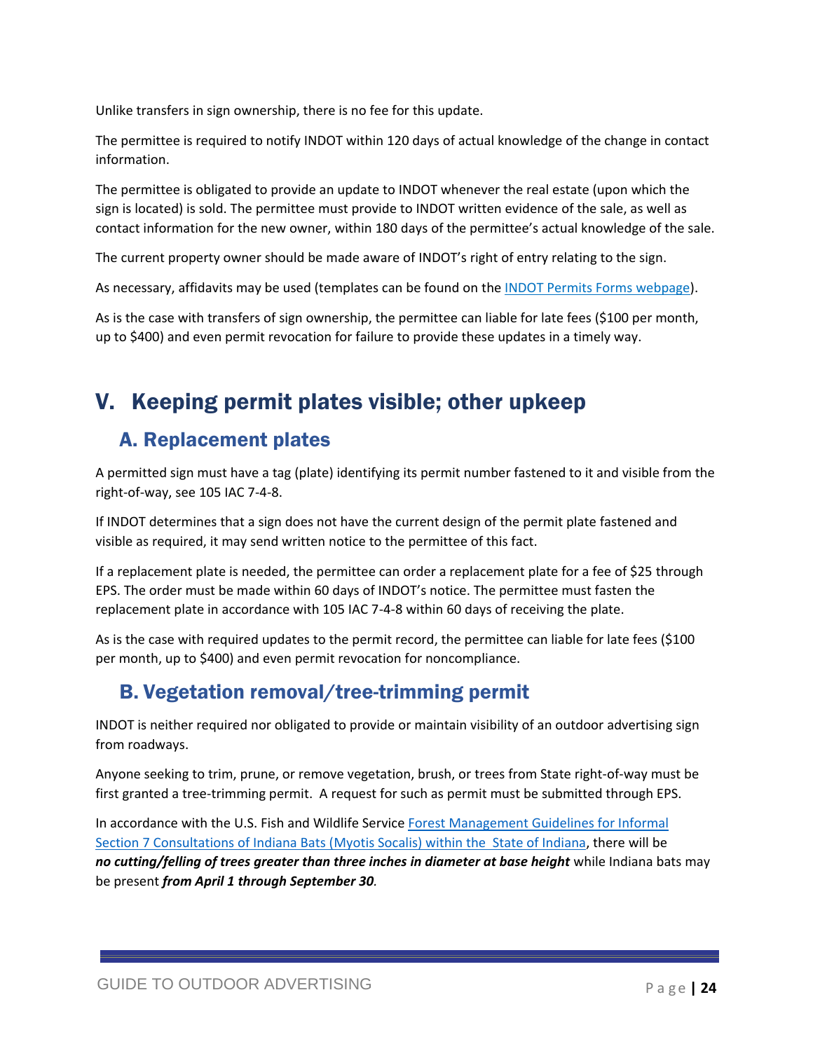Unlike transfers in sign ownership, there is no fee for this update.

The permittee is required to notify INDOT within 120 days of actual knowledge of the change in contact information.

The permittee is obligated to provide an update to INDOT whenever the real estate (upon which the sign is located) is sold. The permittee must provide to INDOT written evidence of the sale, as well as contact information for the new owner, within 180 days of the permittee's actual knowledge of the sale.

The current property owner should be made aware of INDOT's right of entry relating to the sign.

As necessary, affidavits may be used (templates can be found on the [INDOT Permits Forms webpage](#)).

As is the case with transfers of sign ownership, the permittee can liable for late fees ($100 per month, up to $400) and even permit revocation for failure to provide these updates in a timely way.

# V. Keeping permit plates visible; other upkeep

## A. Replacement plates

A permitted sign must have a tag (plate) identifying its permit number fastened to it and visible from the right-of-way, see 105 IAC 7-4-8.

If INDOT determines that a sign does not have the current design of the permit plate fastened and visible as required, it may send written notice to the permittee of this fact.

If a replacement plate is needed, the permittee can order a replacement plate for a fee of $25 through EPS. The order must be made within 60 days of INDOT's notice. The permittee must fasten the replacement plate in accordance with 105 IAC 7-4-8 within 60 days of receiving the plate.

As is the case with required updates to the permit record, the permittee can liable for late fees ($100 per month, up to $400) and even permit revocation for noncompliance.

## B. Vegetation removal/tree-trimming permit

INDOT is neither required nor obligated to provide or maintain visibility of an outdoor advertising sign from roadways.

Anyone seeking to trim, prune, or remove vegetation, brush, or trees from State right-of-way must be first granted a tree-trimming permit. A request for such as permit must be submitted through EPS.

In accordance with the U.S. Fish and Wildlife Service [Forest Management Guidelines for Informal Section 7 Consultations of Indiana Bats (Myotis Socalis) within the State of Indiana](#), there will be ***no cutting/felling of trees greater than three inches in diameter at base height*** while Indiana bats may be present ***from April 1 through September 30***.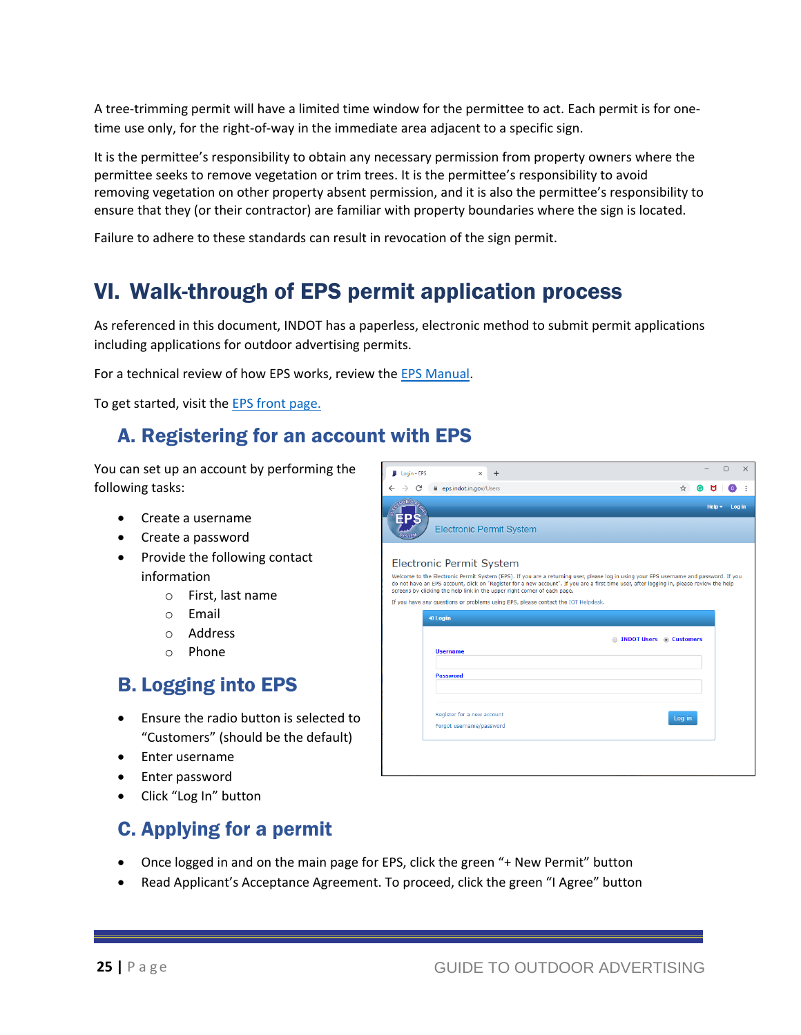A tree-trimming permit will have a limited time window for the permittee to act. Each permit is for one-time use only, for the right-of-way in the immediate area adjacent to a specific sign.

It is the permittee's responsibility to obtain any necessary permission from property owners where the permittee seeks to remove vegetation or trim trees. It is the permittee's responsibility to avoid removing vegetation on other property absent permission, and it is also the permittee's responsibility to ensure that they (or their contractor) are familiar with property boundaries where the sign is located.

Failure to adhere to these standards can result in revocation of the sign permit.

# VI. Walk-through of EPS permit application process

As referenced in this document, INDOT has a paperless, electronic method to submit permit applications including applications for outdoor advertising permits.

For a technical review of how EPS works, review the EPS Manual.

To get started, visit the EPS front page.

## A. Registering for an account with EPS

You can set up an account by performing the following tasks:

- Create a username
- Create a password
- Provide the following contact information
  - First, last name
  - Email
  - Address
  - Phone

## B. Logging into EPS

- Ensure the radio button is selected to "Customers" (should be the default)
- Enter username
- Enter password
- Click "Log In" button

## C. Applying for a permit

- Once logged in and on the main page for EPS, click the green "+ New Permit" button
- Read Applicant's Acceptance Agreement. To proceed, click the green "I Agree" button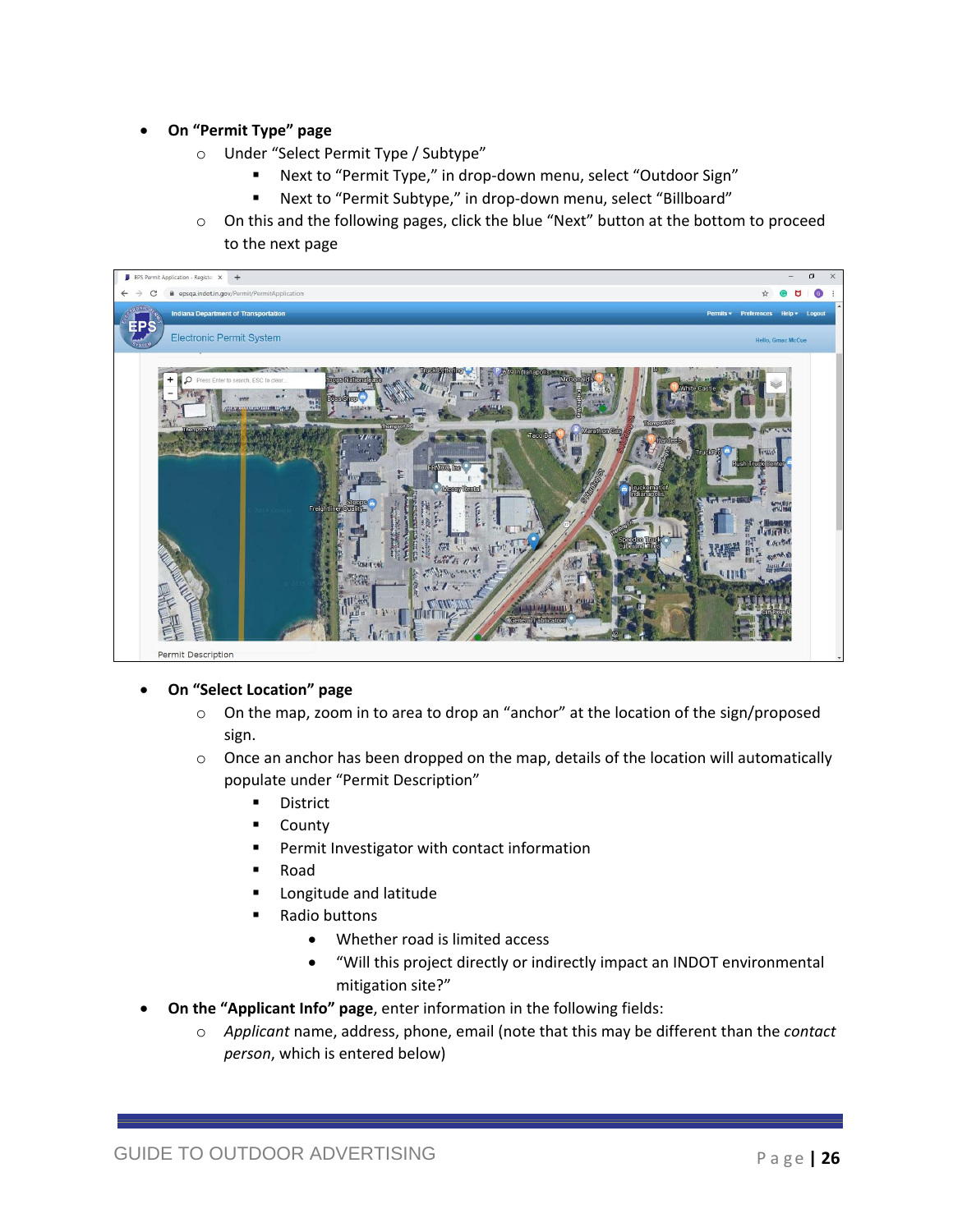- **On "Permit Type" page**
  - Under "Select Permit Type / Subtype"
    - Next to "Permit Type," in drop-down menu, select "Outdoor Sign"
    - Next to "Permit Subtype," in drop-down menu, select "Billboard"
  - On this and the following pages, click the blue "Next" button at the bottom to proceed to the next page

- **On "Select Location" page**
  - On the map, zoom in to area to drop an "anchor" at the location of the sign/proposed sign.
  - Once an anchor has been dropped on the map, details of the location will automatically populate under "Permit Description"
    - District
    - County
    - Permit Investigator with contact information
    - Road
    - Longitude and latitude
    - Radio buttons
      - Whether road is limited access
      - "Will this project directly or indirectly impact an INDOT environmental mitigation site?"
- **On the "Applicant Info" page**, enter information in the following fields:
  - *Applicant* name, address, phone, email (note that this may be different than the *contact person*, which is entered below)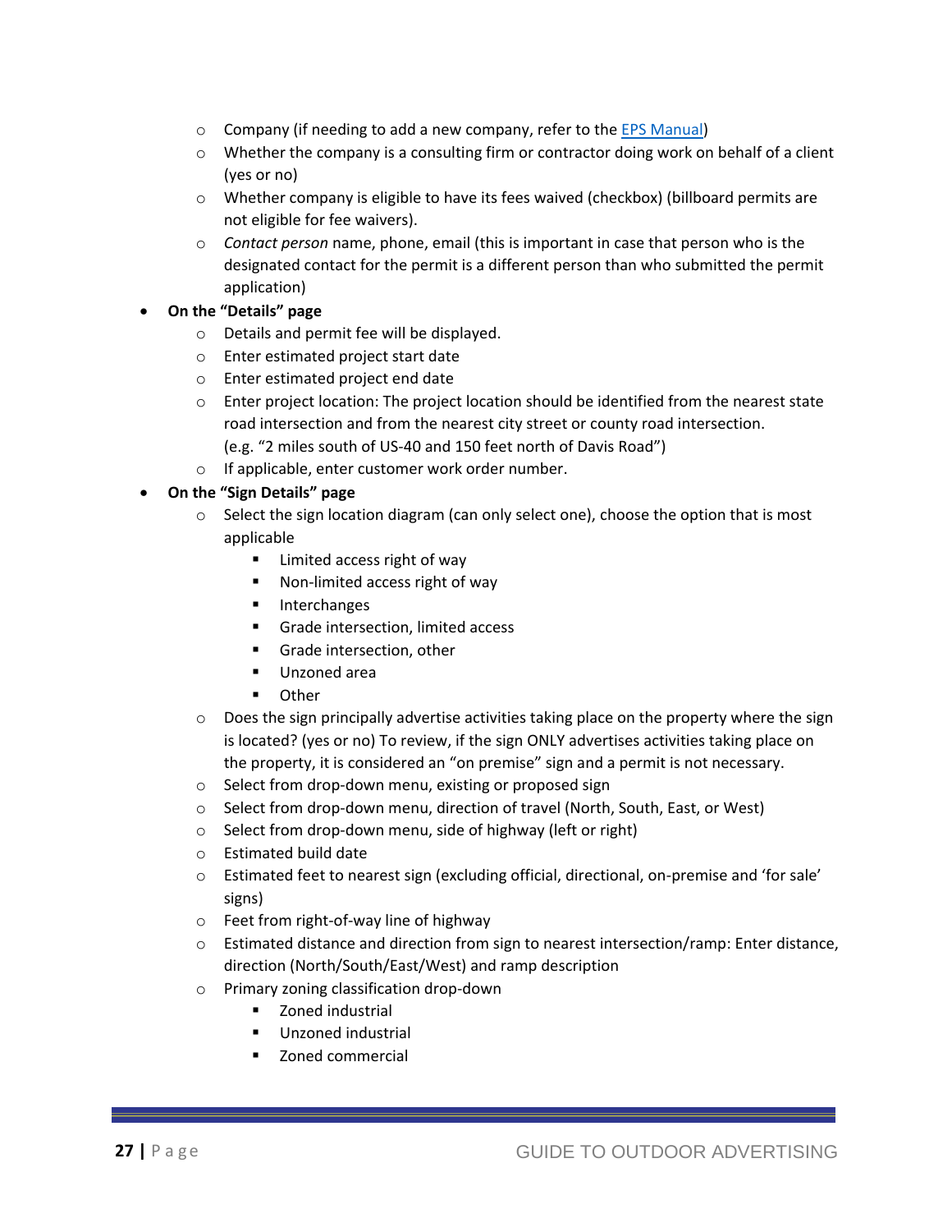- Company (if needing to add a new company, refer to the [EPS Manual](EPS Manual))
    - Whether the company is a consulting firm or contractor doing work on behalf of a client (yes or no)
    - Whether company is eligible to have its fees waived (checkbox) (billboard permits are not eligible for fee waivers).
    - *Contact person* name, phone, email (this is important in case that person who is the designated contact for the permit is a different person than who submitted the permit application)
- **On the "Details" page**
    - Details and permit fee will be displayed.
    - Enter estimated project start date
    - Enter estimated project end date
    - Enter project location: The project location should be identified from the nearest state road intersection and from the nearest city street or county road intersection. (e.g. "2 miles south of US-40 and 150 feet north of Davis Road")
    - If applicable, enter customer work order number.
- **On the "Sign Details" page**
    - Select the sign location diagram (can only select one), choose the option that is most applicable
        - Limited access right of way
        - Non-limited access right of way
        - Interchanges
        - Grade intersection, limited access
        - Grade intersection, other
        - Unzoned area
        - Other
    - Does the sign principally advertise activities taking place on the property where the sign is located? (yes or no) To review, if the sign ONLY advertises activities taking place on the property, it is considered an "on premise" sign and a permit is not necessary.
    - Select from drop-down menu, existing or proposed sign
    - Select from drop-down menu, direction of travel (North, South, East, or West)
    - Select from drop-down menu, side of highway (left or right)
    - Estimated build date
    - Estimated feet to nearest sign (excluding official, directional, on-premise and 'for sale' signs)
    - Feet from right-of-way line of highway
    - Estimated distance and direction from sign to nearest intersection/ramp: Enter distance, direction (North/South/East/West) and ramp description
    - Primary zoning classification drop-down
        - Zoned industrial
        - Unzoned industrial
        - Zoned commercial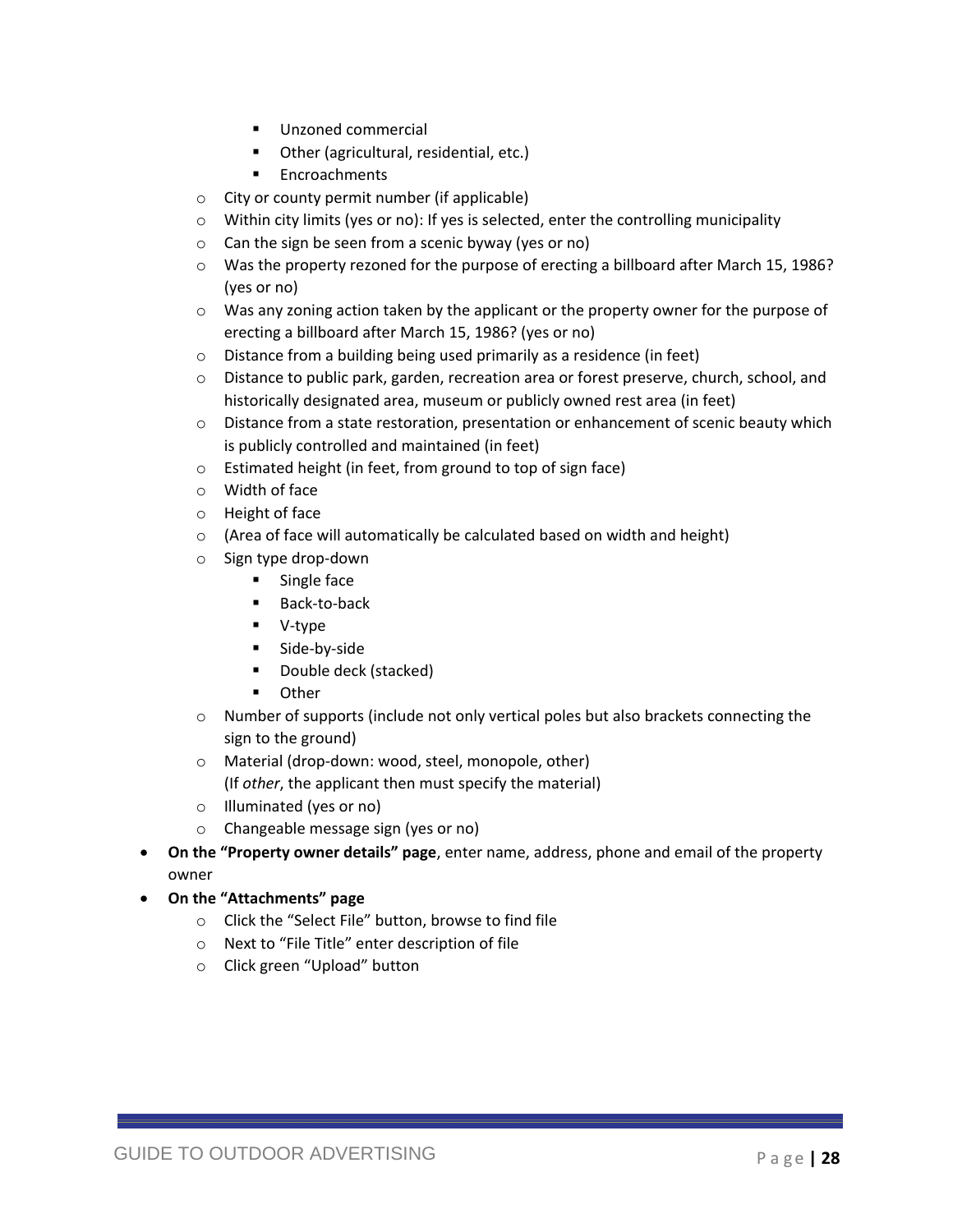- Unzoned commercial
        - Other (agricultural, residential, etc.)
        - Encroachments
    - City or county permit number (if applicable)
    - Within city limits (yes or no): If yes is selected, enter the controlling municipality
    - Can the sign be seen from a scenic byway (yes or no)
    - Was the property rezoned for the purpose of erecting a billboard after March 15, 1986? (yes or no)
    - Was any zoning action taken by the applicant or the property owner for the purpose of erecting a billboard after March 15, 1986? (yes or no)
    - Distance from a building being used primarily as a residence (in feet)
    - Distance to public park, garden, recreation area or forest preserve, church, school, and historically designated area, museum or publicly owned rest area (in feet)
    - Distance from a state restoration, presentation or enhancement of scenic beauty which is publicly controlled and maintained (in feet)
    - Estimated height (in feet, from ground to top of sign face)
    - Width of face
    - Height of face
    - (Area of face will automatically be calculated based on width and height)
    - Sign type drop-down
        - Single face
        - Back-to-back
        - V-type
        - Side-by-side
        - Double deck (stacked)
        - Other
    - Number of supports (include not only vertical poles but also brackets connecting the sign to the ground)
    - Material (drop-down: wood, steel, monopole, other)
      (If *other*, the applicant then must specify the material)
    - Illuminated (yes or no)
    - Changeable message sign (yes or no)
- **On the "Property owner details" page**, enter name, address, phone and email of the property owner
- **On the "Attachments" page**
    - Click the "Select File" button, browse to find file
    - Next to "File Title" enter description of file
    - Click green "Upload" button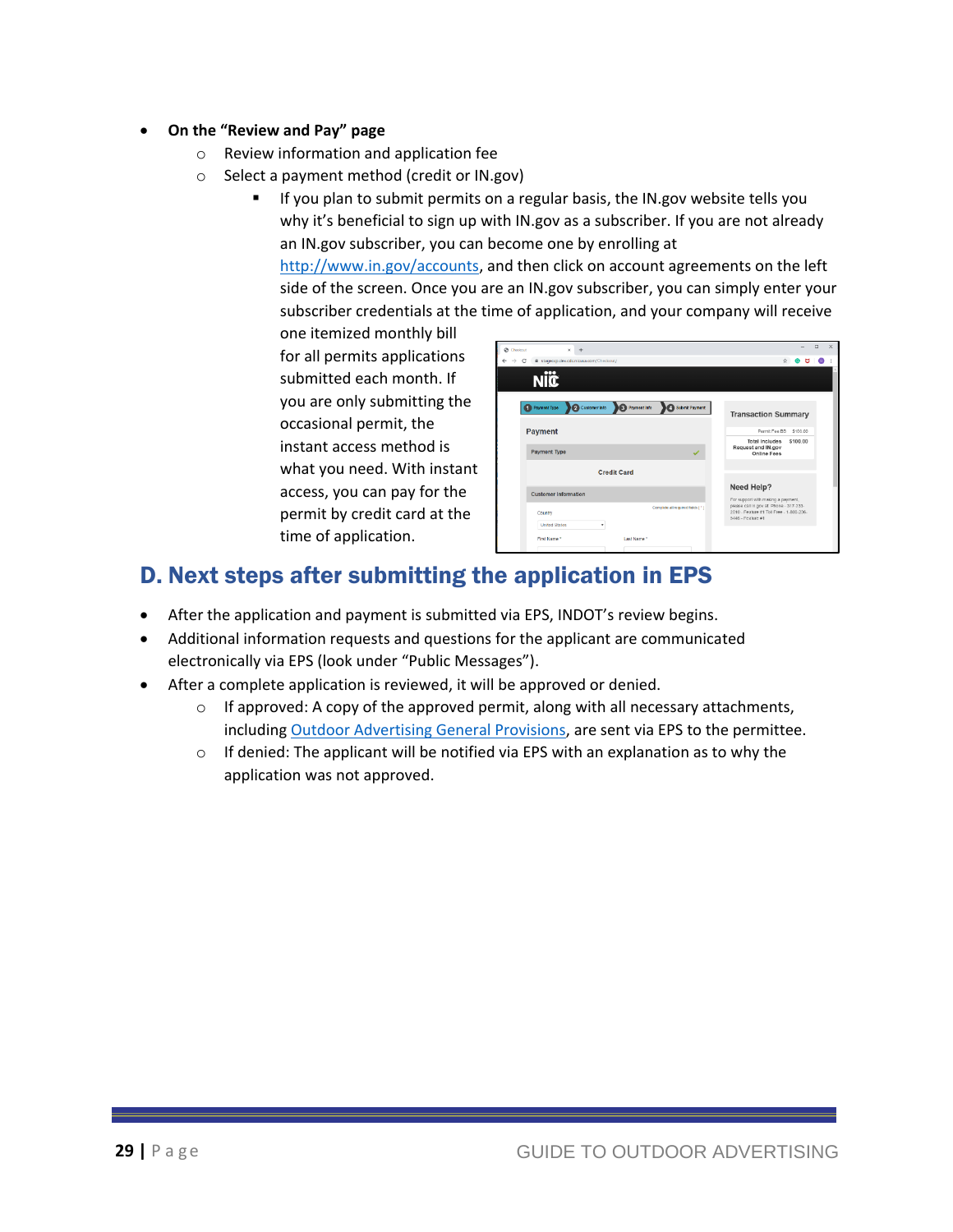- **On the "Review and Pay" page**
  - Review information and application fee
  - Select a payment method (credit or IN.gov)
    - If you plan to submit permits on a regular basis, the IN.gov website tells you why it's beneficial to sign up with IN.gov as a subscriber. If you are not already an IN.gov subscriber, you can become one by enrolling at [http://www.in.gov/accounts](http://www.in.gov/accounts), and then click on account agreements on the left side of the screen. Once you are an IN.gov subscriber, you can simply enter your subscriber credentials at the time of application, and your company will receive one itemized monthly bill for all permits applications submitted each month. If you are only submitting the occasional permit, the instant access method is what you need. With instant access, you can pay for the permit by credit card at the time of application.

## D. Next steps after submitting the application in EPS

- After the application and payment is submitted via EPS, INDOT's review begins.
- Additional information requests and questions for the applicant are communicated electronically via EPS (look under "Public Messages").
- After a complete application is reviewed, it will be approved or denied.
  - If approved: A copy of the approved permit, along with all necessary attachments, including Outdoor Advertising General Provisions, are sent via EPS to the permittee.
  - If denied: The applicant will be notified via EPS with an explanation as to why the application was not approved.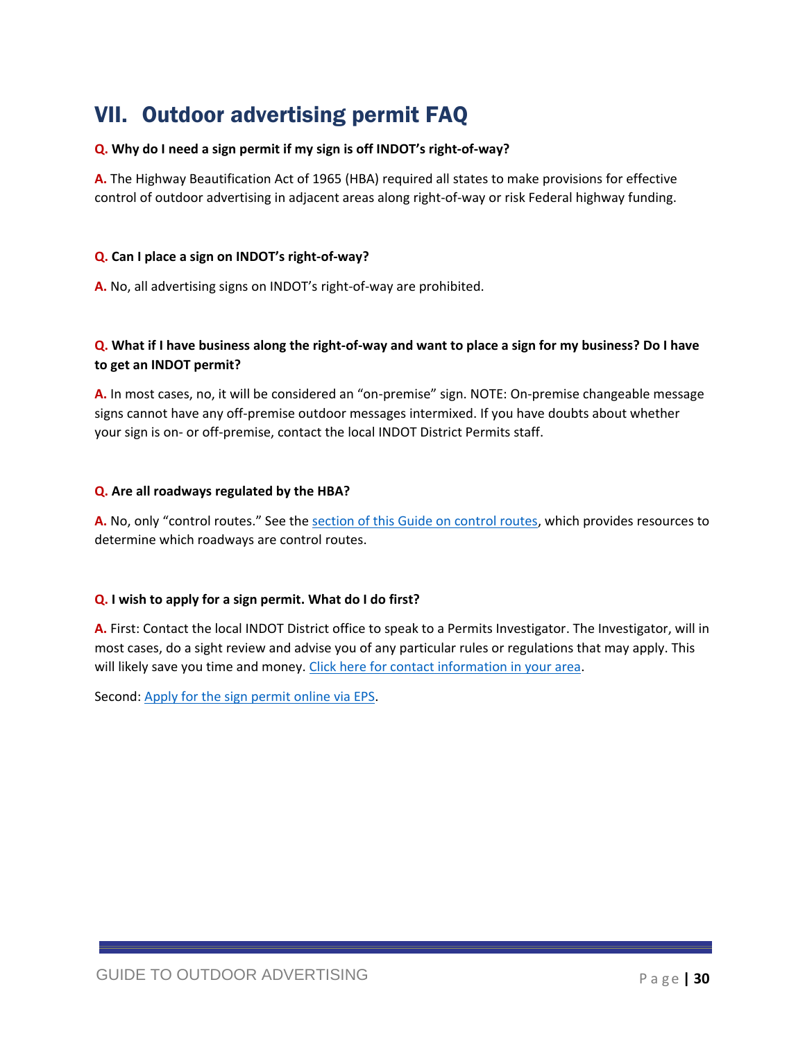# VII. Outdoor advertising permit FAQ

**Q. Why do I need a sign permit if my sign is off INDOT's right-of-way?**

**A.** The Highway Beautification Act of 1965 (HBA) required all states to make provisions for effective control of outdoor advertising in adjacent areas along right-of-way or risk Federal highway funding.

**Q. Can I place a sign on INDOT's right-of-way?**

**A.** No, all advertising signs on INDOT's right-of-way are prohibited.

**Q. What if I have business along the right-of-way and want to place a sign for my business? Do I have to get an INDOT permit?**

**A.** In most cases, no, it will be considered an "on-premise" sign. NOTE: On-premise changeable message signs cannot have any off-premise outdoor messages intermixed. If you have doubts about whether your sign is on- or off-premise, contact the local INDOT District Permits staff.

**Q. Are all roadways regulated by the HBA?**

**A.** No, only "control routes." See the section of this Guide on control routes, which provides resources to determine which roadways are control routes.

**Q. I wish to apply for a sign permit. What do I do first?**

**A.** First: Contact the local INDOT District office to speak to a Permits Investigator. The Investigator, will in most cases, do a sight review and advise you of any particular rules or regulations that may apply. This will likely save you time and money. Click here for contact information in your area.

Second: Apply for the sign permit online via EPS.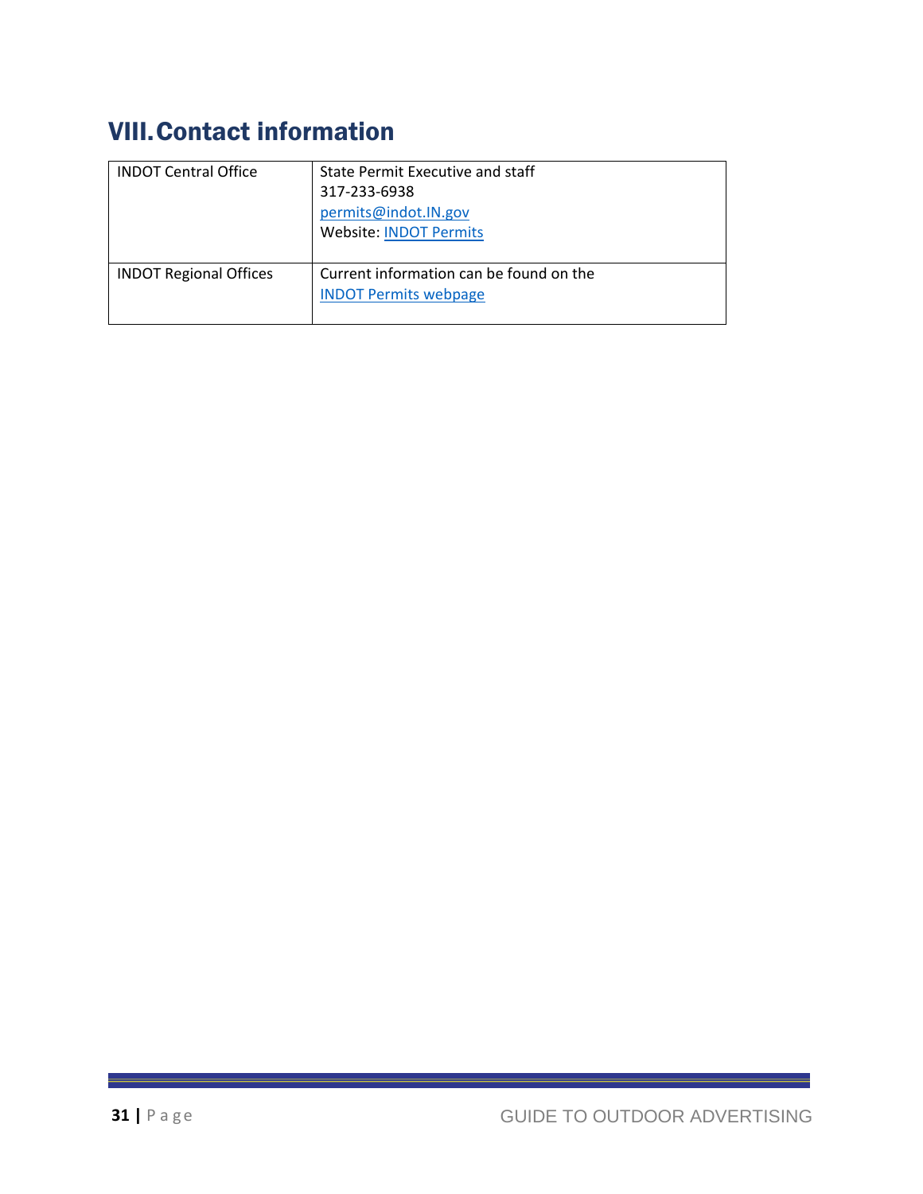## VIII. Contact information

| | |
|---|---|
| INDOT Central Office | State Permit Executive and staff<br>317-233-6938<br>permits@indot.IN.gov<br>Website: INDOT Permits |
| INDOT Regional Offices | Current information can be found on the INDOT Permits webpage |